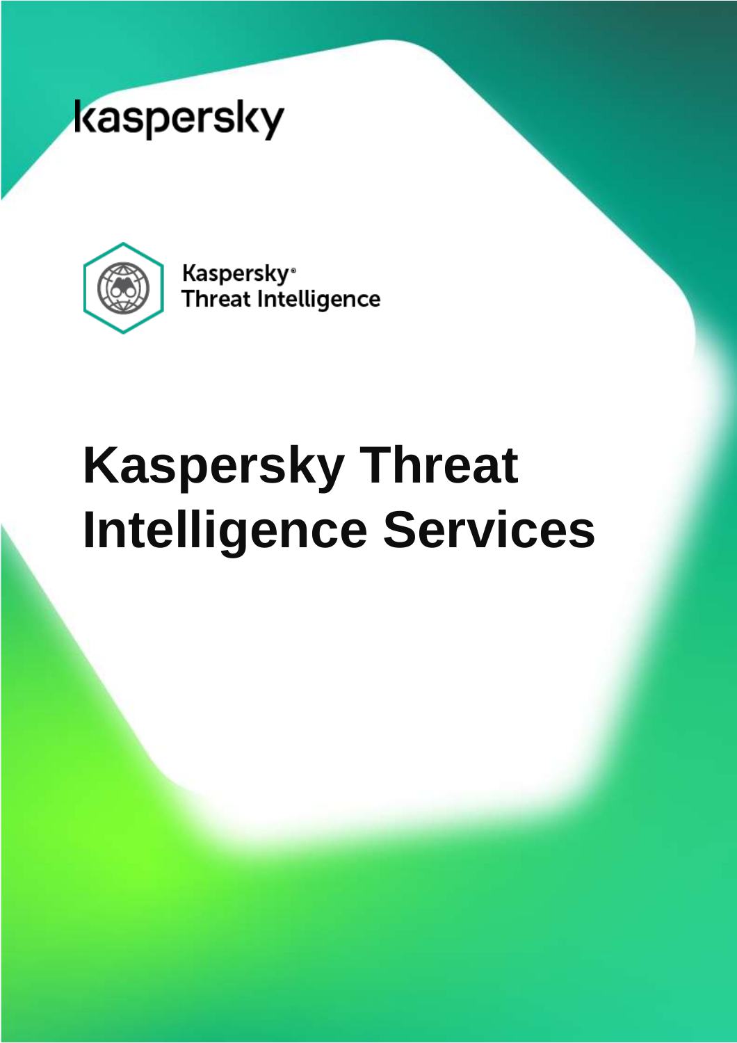kaspersky

Kaspersky®
Threat Intelligence

# Kaspersky Threat Intelligence Services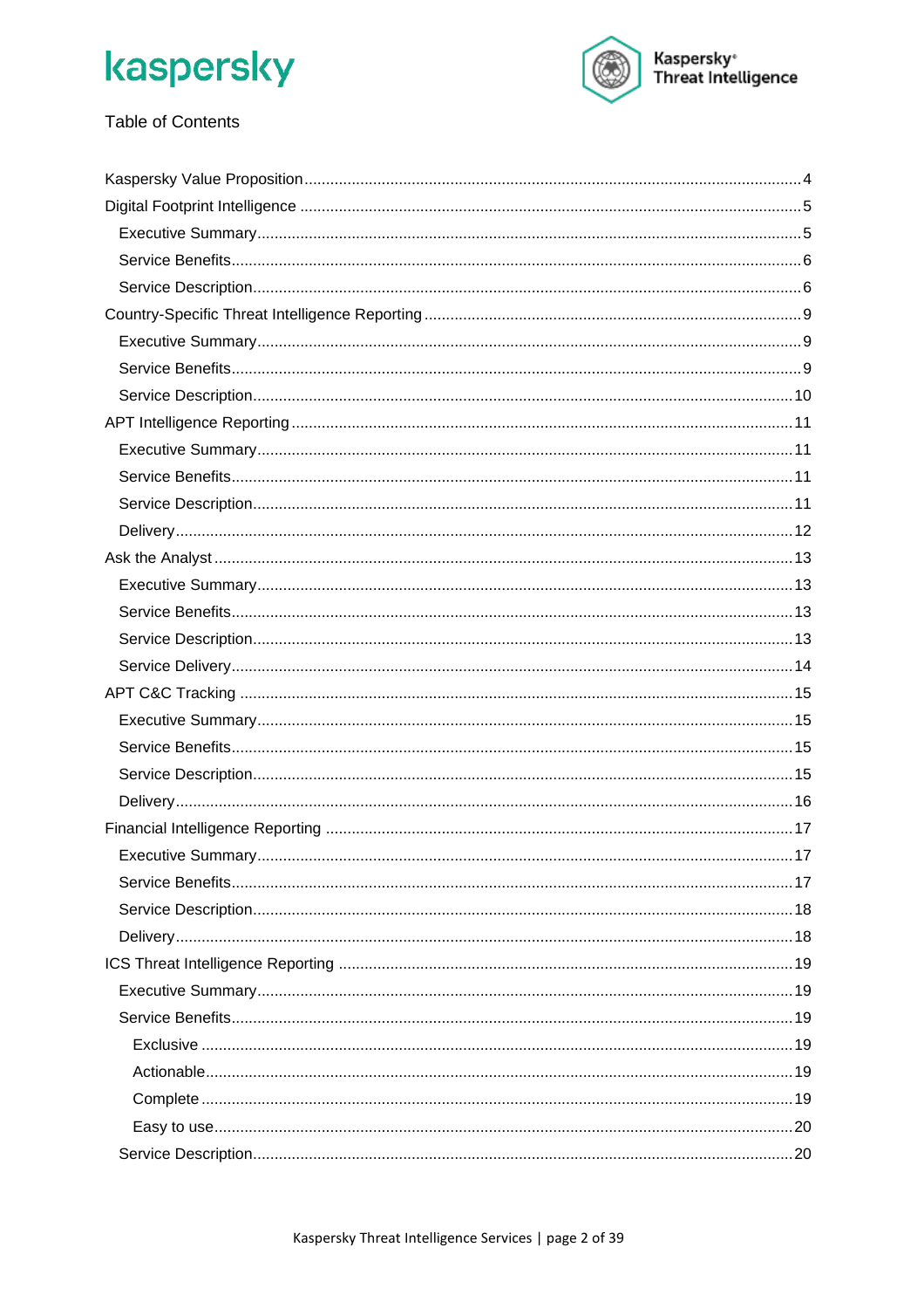kaspersky

Kaspersky® Threat Intelligence

# Table of Contents

- Kaspersky Value Proposition ..... 4
- Digital Footprint Intelligence ..... 5
  - Executive Summary ..... 5
  - Service Benefits ..... 6
  - Service Description ..... 6
- Country-Specific Threat Intelligence Reporting ..... 9
  - Executive Summary ..... 9
  - Service Benefits ..... 9
  - Service Description ..... 10
- APT Intelligence Reporting ..... 11
  - Executive Summary ..... 11
  - Service Benefits ..... 11
  - Service Description ..... 11
  - Delivery ..... 12
- Ask the Analyst ..... 13
  - Executive Summary ..... 13
  - Service Benefits ..... 13
  - Service Description ..... 13
  - Service Delivery ..... 14
- APT C&C Tracking ..... 15
  - Executive Summary ..... 15
  - Service Benefits ..... 15
  - Service Description ..... 15
  - Delivery ..... 16
- Financial Intelligence Reporting ..... 17
  - Executive Summary ..... 17
  - Service Benefits ..... 17
  - Service Description ..... 18
  - Delivery ..... 18
- ICS Threat Intelligence Reporting ..... 19
  - Executive Summary ..... 19
  - Service Benefits ..... 19
    - Exclusive ..... 19
    - Actionable ..... 19
    - Complete ..... 19
    - Easy to use ..... 20
  - Service Description ..... 20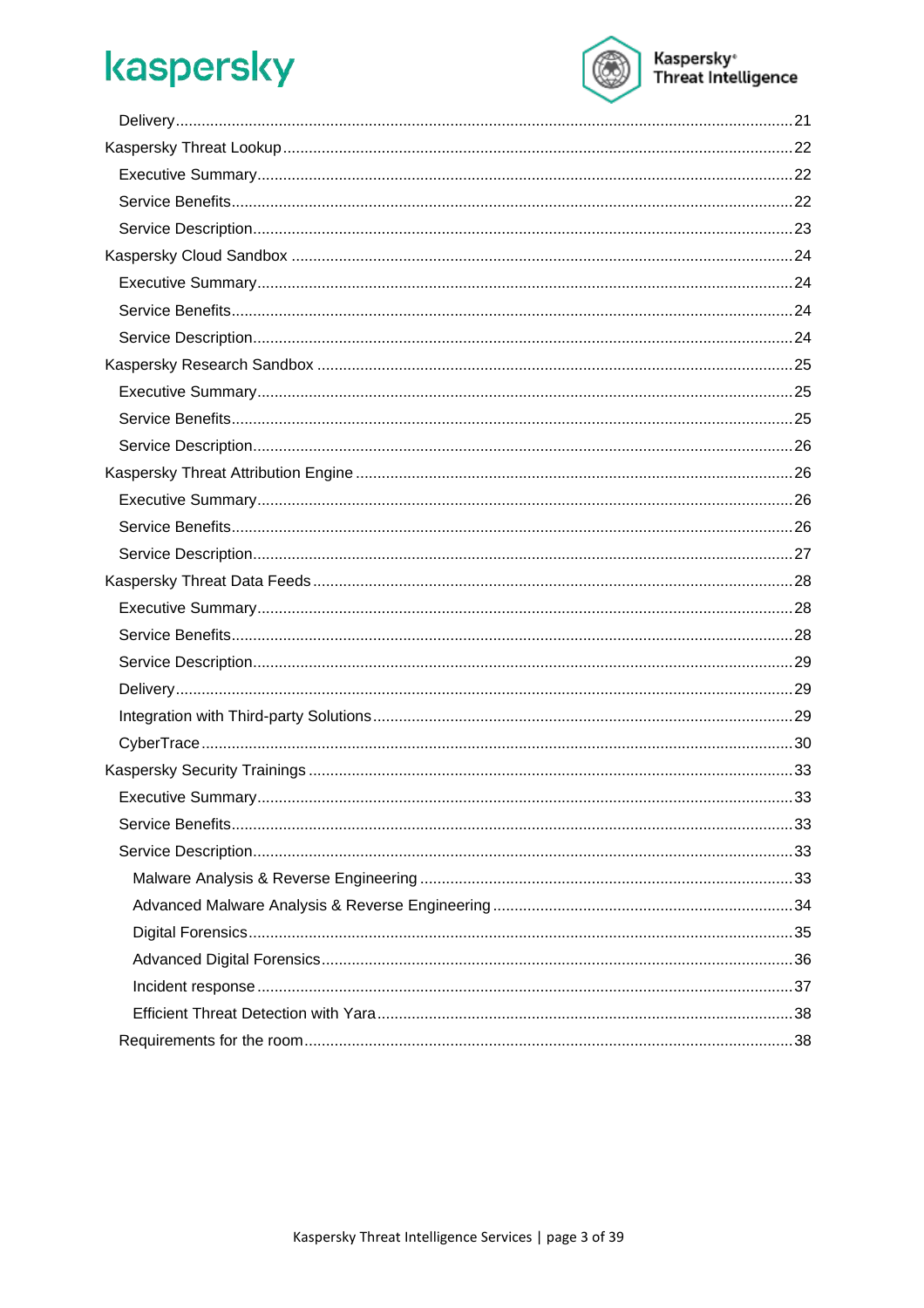Delivery .......... 21

Kaspersky Threat Lookup .......... 22

Executive Summary .......... 22

Service Benefits .......... 22

Service Description .......... 23

Kaspersky Cloud Sandbox .......... 24

Executive Summary .......... 24

Service Benefits .......... 24

Service Description .......... 24

Kaspersky Research Sandbox .......... 25

Executive Summary .......... 25

Service Benefits .......... 25

Service Description .......... 26

Kaspersky Threat Attribution Engine .......... 26

Executive Summary .......... 26

Service Benefits .......... 26

Service Description .......... 27

Kaspersky Threat Data Feeds .......... 28

Executive Summary .......... 28

Service Benefits .......... 28

Service Description .......... 29

Delivery .......... 29

Integration with Third-party Solutions .......... 29

CyberTrace .......... 30

Kaspersky Security Trainings .......... 33

Executive Summary .......... 33

Service Benefits .......... 33

Service Description .......... 33

Malware Analysis & Reverse Engineering .......... 33

Advanced Malware Analysis & Reverse Engineering .......... 34

Digital Forensics .......... 35

Advanced Digital Forensics .......... 36

Incident response .......... 37

Efficient Threat Detection with Yara .......... 38

Requirements for the room .......... 38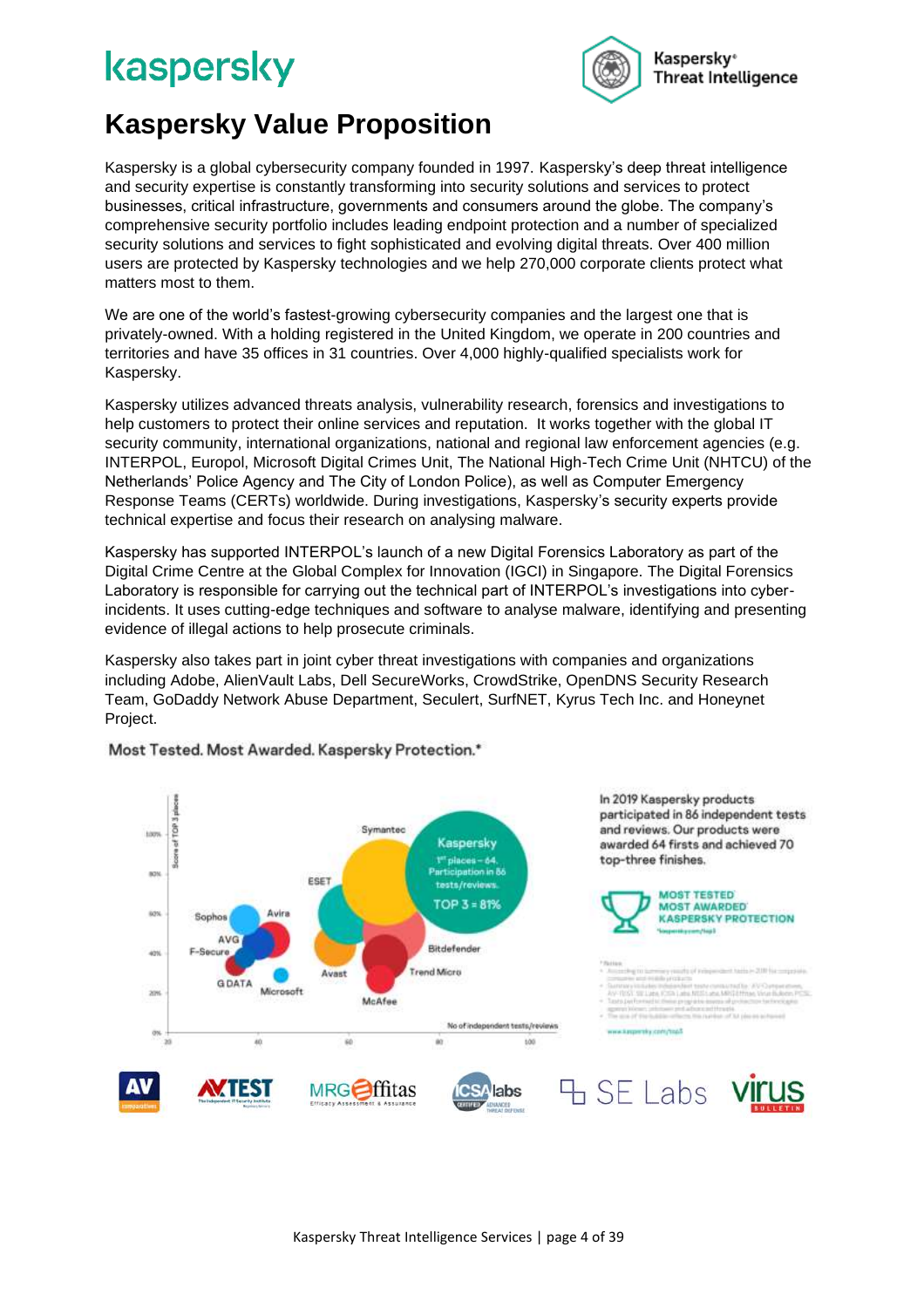# Kaspersky Value Proposition

Kaspersky is a global cybersecurity company founded in 1997. Kaspersky's deep threat intelligence and security expertise is constantly transforming into security solutions and services to protect businesses, critical infrastructure, governments and consumers around the globe. The company's comprehensive security portfolio includes leading endpoint protection and a number of specialized security solutions and services to fight sophisticated and evolving digital threats. Over 400 million users are protected by Kaspersky technologies and we help 270,000 corporate clients protect what matters most to them.

We are one of the world's fastest-growing cybersecurity companies and the largest one that is privately-owned. With a holding registered in the United Kingdom, we operate in 200 countries and territories and have 35 offices in 31 countries. Over 4,000 highly-qualified specialists work for Kaspersky.

Kaspersky utilizes advanced threats analysis, vulnerability research, forensics and investigations to help customers to protect their online services and reputation. It works together with the global IT security community, international organizations, national and regional law enforcement agencies (e.g. INTERPOL, Europol, Microsoft Digital Crimes Unit, The National High-Tech Crime Unit (NHTCU) of the Netherlands' Police Agency and The City of London Police), as well as Computer Emergency Response Teams (CERTs) worldwide. During investigations, Kaspersky's security experts provide technical expertise and focus their research on analysing malware.

Kaspersky has supported INTERPOL's launch of a new Digital Forensics Laboratory as part of the Digital Crime Centre at the Global Complex for Innovation (IGCI) in Singapore. The Digital Forensics Laboratory is responsible for carrying out the technical part of INTERPOL's investigations into cyber-incidents. It uses cutting-edge techniques and software to analyse malware, identifying and presenting evidence of illegal actions to help prosecute criminals.

Kaspersky also takes part in joint cyber threat investigations with companies and organizations including Adobe, AlienVault Labs, Dell SecureWorks, CrowdStrike, OpenDNS Security Research Team, GoDaddy Network Abuse Department, Seculert, SurfNET, Kyrus Tech Inc. and Honeynet Project.

Most Tested. Most Awarded. Kaspersky Protection.*

Score of TOP 3 places

100%
80%
60%
40%
20%
0%

20
40
60
80
100

No of independent tests/reviews

Kaspersky
1st places – 64.
Participation in 86 tests/reviews.
TOP 3 = 81%

Symantec
ESET
Sophos
Avira
AVG
F-Secure
G DATA
Microsoft
Avast
Bitdefender
Trend Micro
McAfee

In 2019 Kaspersky products participated in 86 independent tests and reviews. Our products were awarded 64 firsts and achieved 70 top-three finishes.

MOST TESTED
MOST AWARDED
KASPERSKY PROTECTION
*kaspersky.com/top3

www.kaspersky.com/top3

AV comparatives
AV-TEST
MRG Effitas
ICSA labs
SE Labs
Virus Bulletin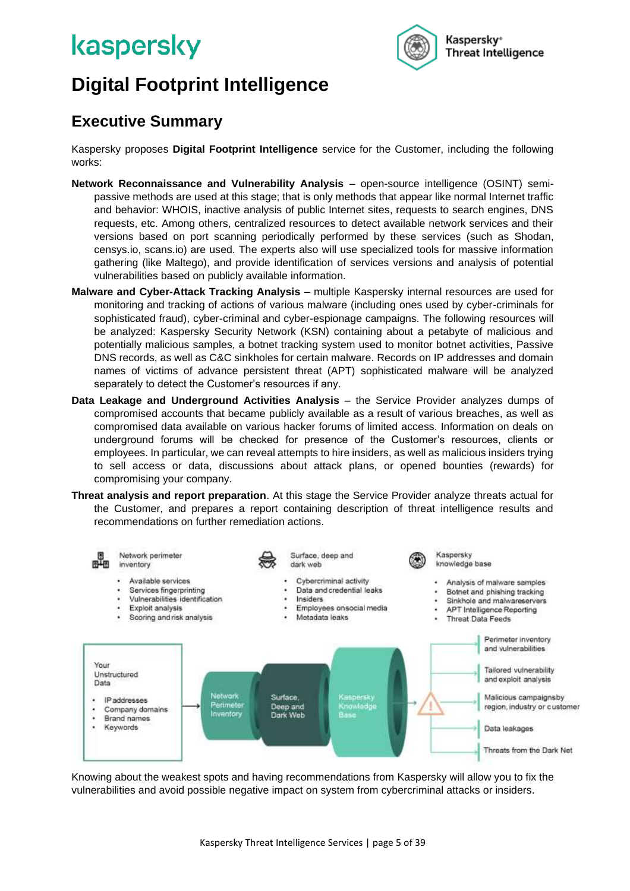# Digital Footprint Intelligence

## Executive Summary

Kaspersky proposes **Digital Footprint Intelligence** service for the Customer, including the following works:

**Network Reconnaissance and Vulnerability Analysis** – open-source intelligence (OSINT) semi-passive methods are used at this stage; that is only methods that appear like normal Internet traffic and behavior: WHOIS, inactive analysis of public Internet sites, requests to search engines, DNS requests, etc. Among others, centralized resources to detect available network services and their versions based on port scanning periodically performed by these services (such as Shodan, censys.io, scans.io) are used. The experts also will use specialized tools for massive information gathering (like Maltego), and provide identification of services versions and analysis of potential vulnerabilities based on publicly available information.

**Malware and Cyber-Attack Tracking Analysis** – multiple Kaspersky internal resources are used for monitoring and tracking of actions of various malware (including ones used by cyber-criminals for sophisticated fraud), cyber-criminal and cyber-espionage campaigns. The following resources will be analyzed: Kaspersky Security Network (KSN) containing about a petabyte of malicious and potentially malicious samples, a botnet tracking system used to monitor botnet activities, Passive DNS records, as well as C&C sinkholes for certain malware. Records on IP addresses and domain names of victims of advance persistent threat (APT) sophisticated malware will be analyzed separately to detect the Customer's resources if any.

**Data Leakage and Underground Activities Analysis** – the Service Provider analyzes dumps of compromised accounts that became publicly available as a result of various breaches, as well as compromised data available on various hacker forums of limited access. Information on deals on underground forums will be checked for presence of the Customer's resources, clients or employees. In particular, we can reveal attempts to hire insiders, as well as malicious insiders trying to sell access or data, discussions about attack plans, or opened bounties (rewards) for compromising your company.

**Threat analysis and report preparation**. At this stage the Service Provider analyze threats actual for the Customer, and prepares a report containing description of threat intelligence results and recommendations on further remediation actions.

Network perimeter inventory
- Available services
- Services fingerprinting
- Vulnerabilities identification
- Exploit analysis
- Scoring and risk analysis

Surface, deep and dark web
- Cybercriminal activity
- Data and credential leaks
- Insiders
- Employees on social media
- Metadata leaks

Kaspersky knowledge base
- Analysis of malware samples
- Botnet and phishing tracking
- Sinkhole and malware servers
- APT Intelligence Reporting
- Threat Data Feeds

Your Unstructured Data
- IP addresses
- Company domains
- Brand names
- Keywords

Network Perimeter Inventory
Surface, Deep and Dark Web
Kaspersky Knowledge Base

Perimeter inventory and vulnerabilities
Tailored vulnerability and exploit analysis
Malicious campaigns by region, industry or customer
Data leakages
Threats from the Dark Net

Knowing about the weakest spots and having recommendations from Kaspersky will allow you to fix the vulnerabilities and avoid possible negative impact on system from cybercriminal attacks or insiders.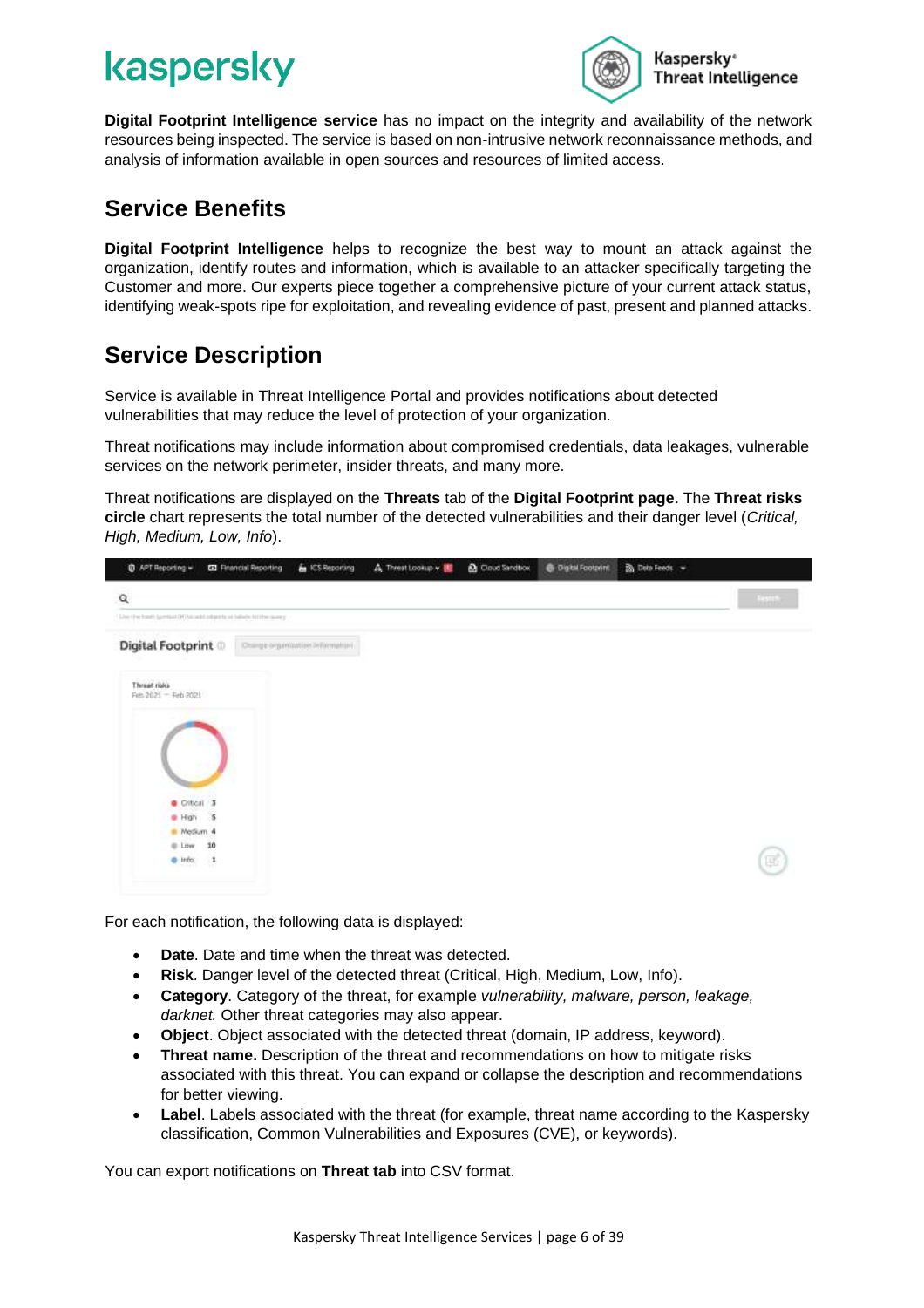**Digital Footprint Intelligence service** has no impact on the integrity and availability of the network resources being inspected. The service is based on non-intrusive network reconnaissance methods, and analysis of information available in open sources and resources of limited access.

## Service Benefits

**Digital Footprint Intelligence** helps to recognize the best way to mount an attack against the organization, identify routes and information, which is available to an attacker specifically targeting the Customer and more. Our experts piece together a comprehensive picture of your current attack status, identifying weak-spots ripe for exploitation, and revealing evidence of past, present and planned attacks.

## Service Description

Service is available in Threat Intelligence Portal and provides notifications about detected vulnerabilities that may reduce the level of protection of your organization.

Threat notifications may include information about compromised credentials, data leakages, vulnerable services on the network perimeter, insider threats, and many more.

Threat notifications are displayed on the **Threats** tab of the **Digital Footprint page**. The **Threat risks circle** chart represents the total number of the detected vulnerabilities and their danger level (*Critical, High, Medium, Low, Info*).

For each notification, the following data is displayed:

- **Date**. Date and time when the threat was detected.
- **Risk**. Danger level of the detected threat (Critical, High, Medium, Low, Info).
- **Category**. Category of the threat, for example *vulnerability, malware, person, leakage, darknet.* Other threat categories may also appear.
- **Object**. Object associated with the detected threat (domain, IP address, keyword).
- **Threat name.** Description of the threat and recommendations on how to mitigate risks associated with this threat. You can expand or collapse the description and recommendations for better viewing.
- **Label**. Labels associated with the threat (for example, threat name according to the Kaspersky classification, Common Vulnerabilities and Exposures (CVE), or keywords).

You can export notifications on **Threat tab** into CSV format.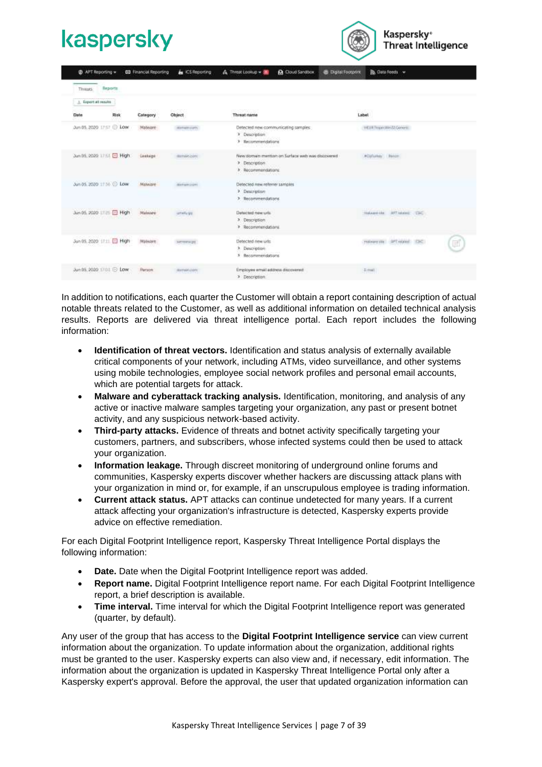In addition to notifications, each quarter the Customer will obtain a report containing description of actual notable threats related to the Customer, as well as additional information on detailed technical analysis results. Reports are delivered via threat intelligence portal. Each report includes the following information:

- **Identification of threat vectors.** Identification and status analysis of externally available critical components of your network, including ATMs, video surveillance, and other systems using mobile technologies, employee social network profiles and personal email accounts, which are potential targets for attack.
- **Malware and cyberattack tracking analysis.** Identification, monitoring, and analysis of any active or inactive malware samples targeting your organization, any past or present botnet activity, and any suspicious network-based activity.
- **Third-party attacks.** Evidence of threats and botnet activity specifically targeting your customers, partners, and subscribers, whose infected systems could then be used to attack your organization.
- **Information leakage.** Through discreet monitoring of underground online forums and communities, Kaspersky experts discover whether hackers are discussing attack plans with your organization in mind or, for example, if an unscrupulous employee is trading information.
- **Current attack status.** APT attacks can continue undetected for many years. If a current attack affecting your organization's infrastructure is detected, Kaspersky experts provide advice on effective remediation.

For each Digital Footprint Intelligence report, Kaspersky Threat Intelligence Portal displays the following information:

- **Date.** Date when the Digital Footprint Intelligence report was added.
- **Report name.** Digital Footprint Intelligence report name. For each Digital Footprint Intelligence report, a brief description is available.
- **Time interval.** Time interval for which the Digital Footprint Intelligence report was generated (quarter, by default).

Any user of the group that has access to the **Digital Footprint Intelligence service** can view current information about the organization. To update information about the organization, additional rights must be granted to the user. Kaspersky experts can also view and, if necessary, edit information. The information about the organization is updated in Kaspersky Threat Intelligence Portal only after a Kaspersky expert's approval. Before the approval, the user that updated organization information can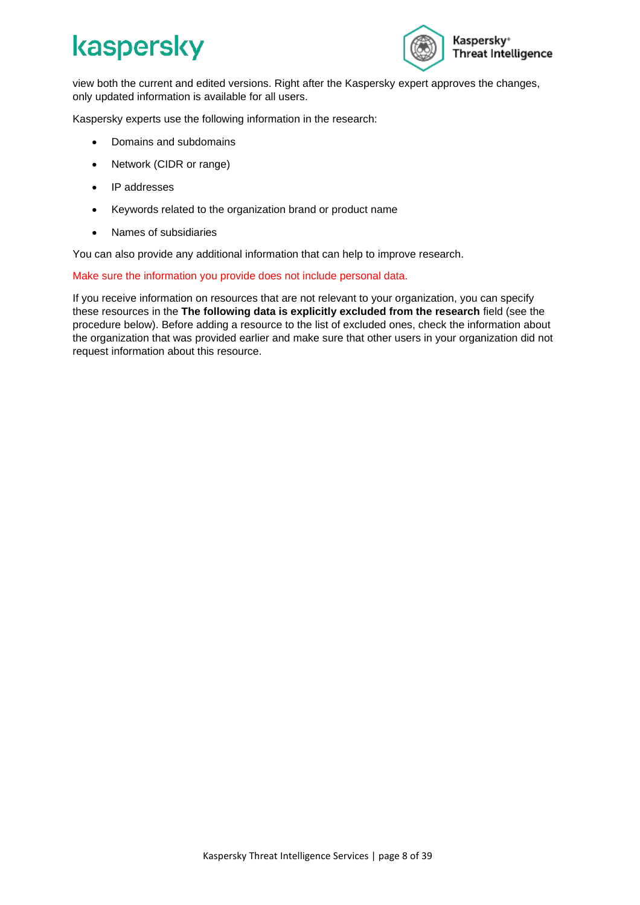view both the current and edited versions. Right after the Kaspersky expert approves the changes, only updated information is available for all users.

Kaspersky experts use the following information in the research:

- Domains and subdomains
- Network (CIDR or range)
- IP addresses
- Keywords related to the organization brand or product name
- Names of subsidiaries

You can also provide any additional information that can help to improve research.

Make sure the information you provide does not include personal data.

If you receive information on resources that are not relevant to your organization, you can specify these resources in the **The following data is explicitly excluded from the research** field (see the procedure below). Before adding a resource to the list of excluded ones, check the information about the organization that was provided earlier and make sure that other users in your organization did not request information about this resource.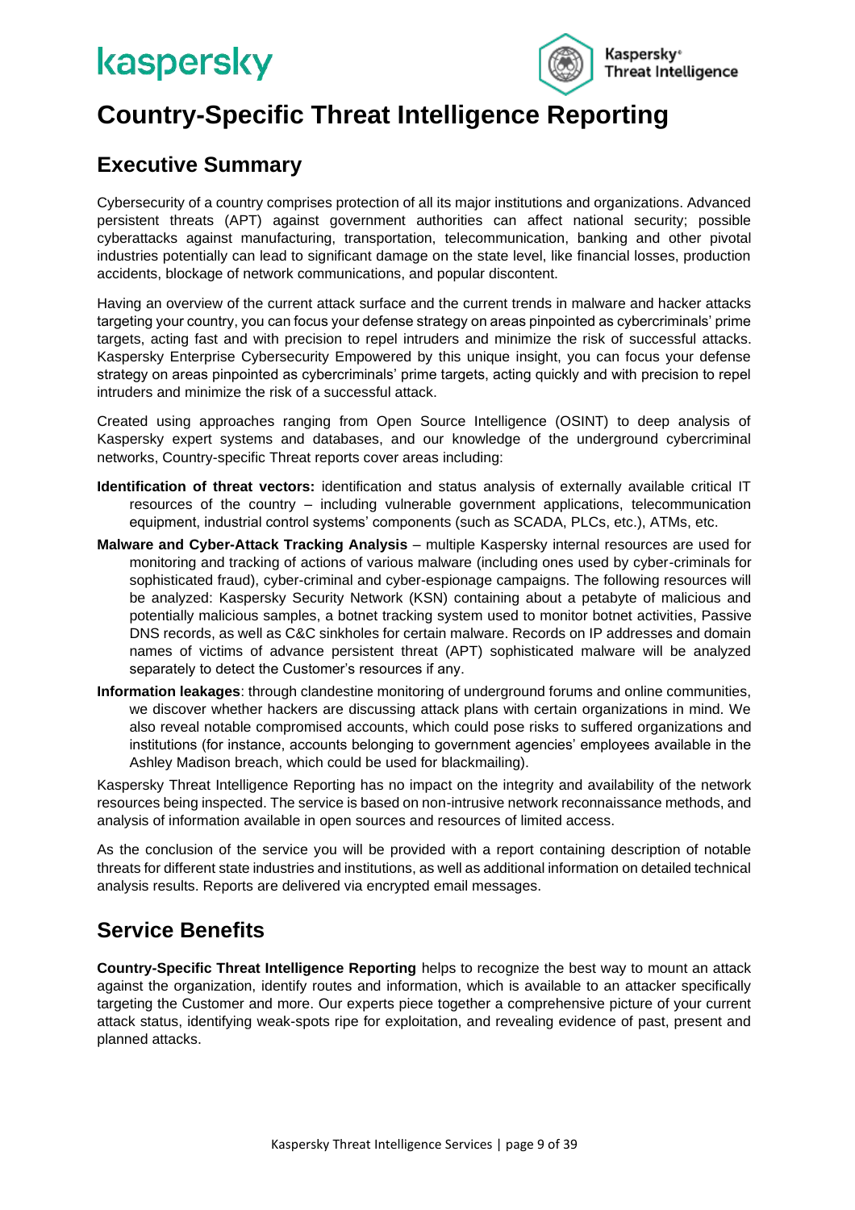# Country-Specific Threat Intelligence Reporting

## Executive Summary

Cybersecurity of a country comprises protection of all its major institutions and organizations. Advanced persistent threats (APT) against government authorities can affect national security; possible cyberattacks against manufacturing, transportation, telecommunication, banking and other pivotal industries potentially can lead to significant damage on the state level, like financial losses, production accidents, blockage of network communications, and popular discontent.

Having an overview of the current attack surface and the current trends in malware and hacker attacks targeting your country, you can focus your defense strategy on areas pinpointed as cybercriminals' prime targets, acting fast and with precision to repel intruders and minimize the risk of successful attacks. Kaspersky Enterprise Cybersecurity Empowered by this unique insight, you can focus your defense strategy on areas pinpointed as cybercriminals' prime targets, acting quickly and with precision to repel intruders and minimize the risk of a successful attack.

Created using approaches ranging from Open Source Intelligence (OSINT) to deep analysis of Kaspersky expert systems and databases, and our knowledge of the underground cybercriminal networks, Country-specific Threat reports cover areas including:

**Identification of threat vectors:** identification and status analysis of externally available critical IT resources of the country – including vulnerable government applications, telecommunication equipment, industrial control systems' components (such as SCADA, PLCs, etc.), ATMs, etc.

**Malware and Cyber-Attack Tracking Analysis** – multiple Kaspersky internal resources are used for monitoring and tracking of actions of various malware (including ones used by cyber-criminals for sophisticated fraud), cyber-criminal and cyber-espionage campaigns. The following resources will be analyzed: Kaspersky Security Network (KSN) containing about a petabyte of malicious and potentially malicious samples, a botnet tracking system used to monitor botnet activities, Passive DNS records, as well as C&C sinkholes for certain malware. Records on IP addresses and domain names of victims of advance persistent threat (APT) sophisticated malware will be analyzed separately to detect the Customer's resources if any.

**Information leakages**: through clandestine monitoring of underground forums and online communities, we discover whether hackers are discussing attack plans with certain organizations in mind. We also reveal notable compromised accounts, which could pose risks to suffered organizations and institutions (for instance, accounts belonging to government agencies' employees available in the Ashley Madison breach, which could be used for blackmailing).

Kaspersky Threat Intelligence Reporting has no impact on the integrity and availability of the network resources being inspected. The service is based on non-intrusive network reconnaissance methods, and analysis of information available in open sources and resources of limited access.

As the conclusion of the service you will be provided with a report containing description of notable threats for different state industries and institutions, as well as additional information on detailed technical analysis results. Reports are delivered via encrypted email messages.

## Service Benefits

**Country-Specific Threat Intelligence Reporting** helps to recognize the best way to mount an attack against the organization, identify routes and information, which is available to an attacker specifically targeting the Customer and more. Our experts piece together a comprehensive picture of your current attack status, identifying weak-spots ripe for exploitation, and revealing evidence of past, present and planned attacks.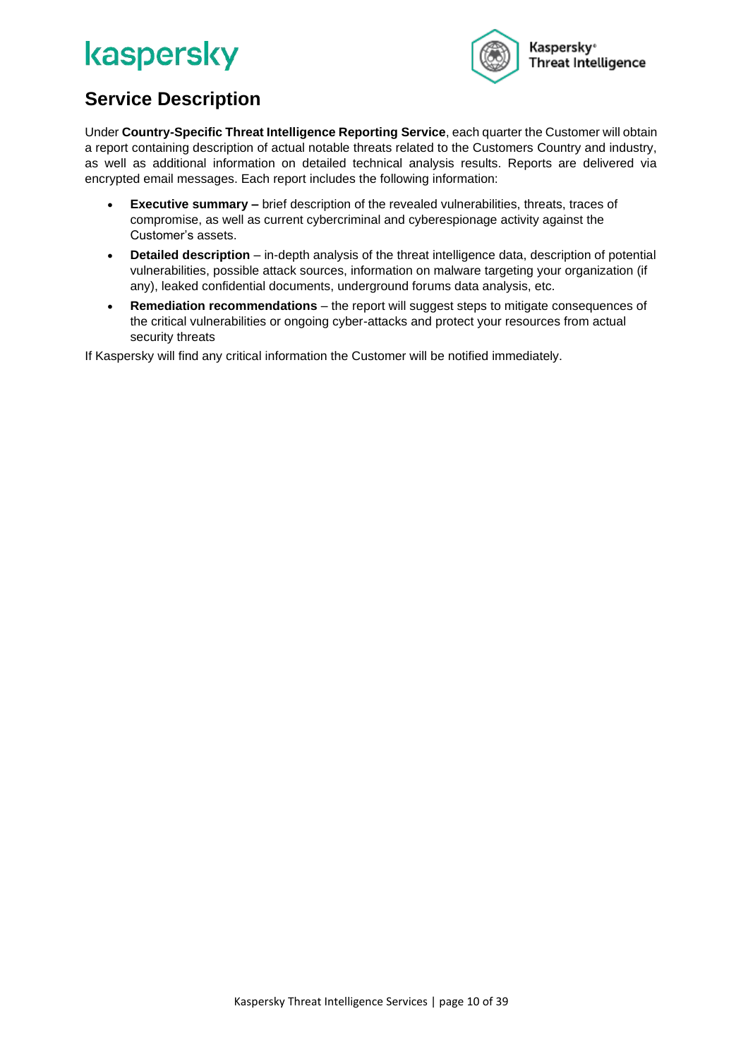## Service Description

Under **Country-Specific Threat Intelligence Reporting Service**, each quarter the Customer will obtain a report containing description of actual notable threats related to the Customers Country and industry, as well as additional information on detailed technical analysis results. Reports are delivered via encrypted email messages. Each report includes the following information:

- **Executive summary –** brief description of the revealed vulnerabilities, threats, traces of compromise, as well as current cybercriminal and cyberespionage activity against the Customer's assets.
- **Detailed description** – in-depth analysis of the threat intelligence data, description of potential vulnerabilities, possible attack sources, information on malware targeting your organization (if any), leaked confidential documents, underground forums data analysis, etc.
- **Remediation recommendations** – the report will suggest steps to mitigate consequences of the critical vulnerabilities or ongoing cyber-attacks and protect your resources from actual security threats

If Kaspersky will find any critical information the Customer will be notified immediately.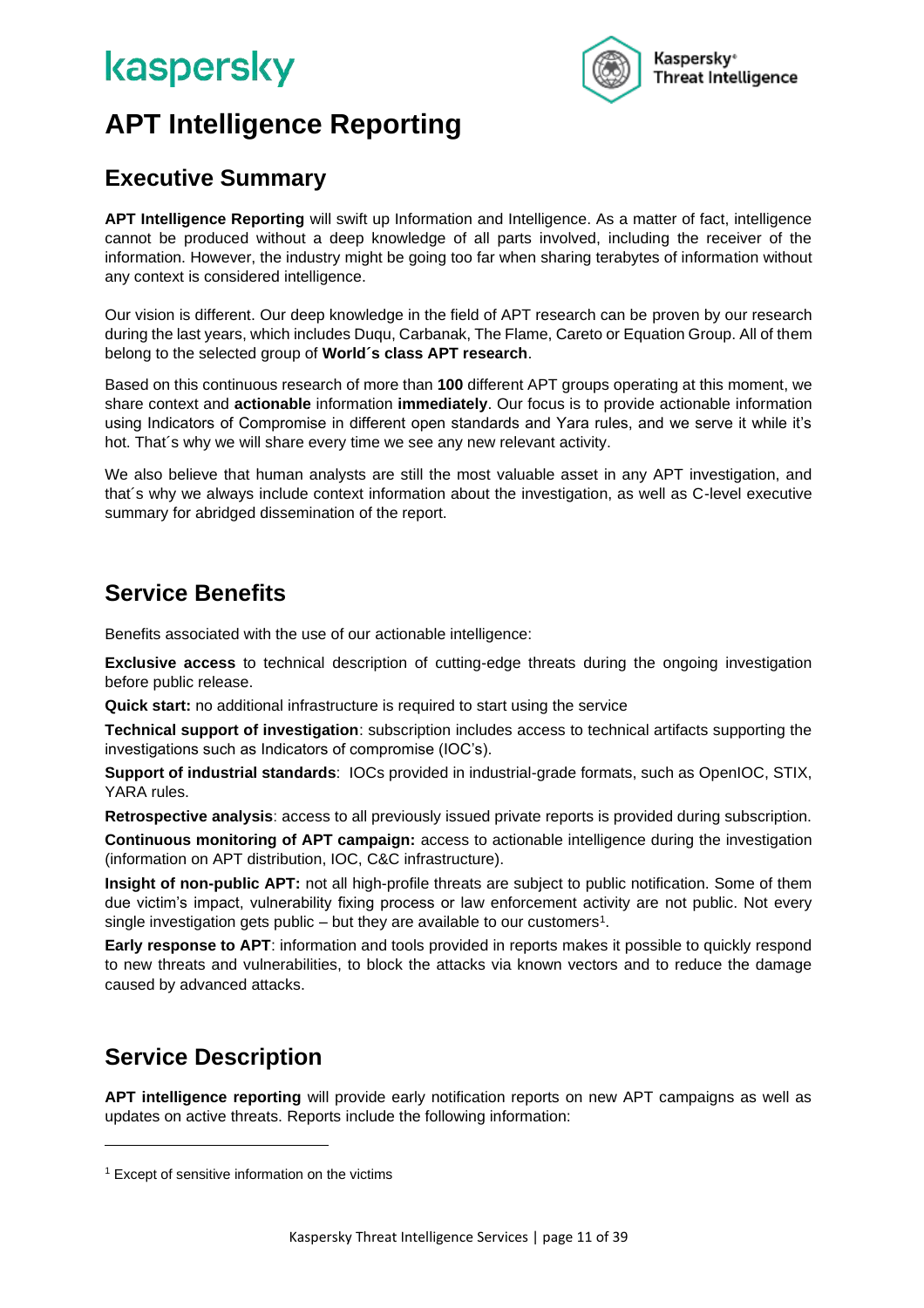# APT Intelligence Reporting

## Executive Summary

**APT Intelligence Reporting** will swift up Information and Intelligence. As a matter of fact, intelligence cannot be produced without a deep knowledge of all parts involved, including the receiver of the information. However, the industry might be going too far when sharing terabytes of information without any context is considered intelligence.

Our vision is different. Our deep knowledge in the field of APT research can be proven by our research during the last years, which includes Duqu, Carbanak, The Flame, Careto or Equation Group. All of them belong to the selected group of **World´s class APT research**.

Based on this continuous research of more than **100** different APT groups operating at this moment, we share context and **actionable** information **immediately**. Our focus is to provide actionable information using Indicators of Compromise in different open standards and Yara rules, and we serve it while it's hot. That´s why we will share every time we see any new relevant activity.

We also believe that human analysts are still the most valuable asset in any APT investigation, and that´s why we always include context information about the investigation, as well as C-level executive summary for abridged dissemination of the report.

## Service Benefits

Benefits associated with the use of our actionable intelligence:

**Exclusive access** to technical description of cutting-edge threats during the ongoing investigation before public release.

**Quick start:** no additional infrastructure is required to start using the service

**Technical support of investigation**: subscription includes access to technical artifacts supporting the investigations such as Indicators of compromise (IOC's).

**Support of industrial standards**: IOCs provided in industrial-grade formats, such as OpenIOC, STIX, YARA rules.

**Retrospective analysis**: access to all previously issued private reports is provided during subscription.

**Continuous monitoring of APT campaign:** access to actionable intelligence during the investigation (information on APT distribution, IOC, C&C infrastructure).

**Insight of non-public APT:** not all high-profile threats are subject to public notification. Some of them due victim's impact, vulnerability fixing process or law enforcement activity are not public. Not every single investigation gets public – but they are available to our customers[1].

**Early response to APT**: information and tools provided in reports makes it possible to quickly respond to new threats and vulnerabilities, to block the attacks via known vectors and to reduce the damage caused by advanced attacks.

## Service Description

**APT intelligence reporting** will provide early notification reports on new APT campaigns as well as updates on active threats. Reports include the following information:

---

[1] Except of sensitive information on the victims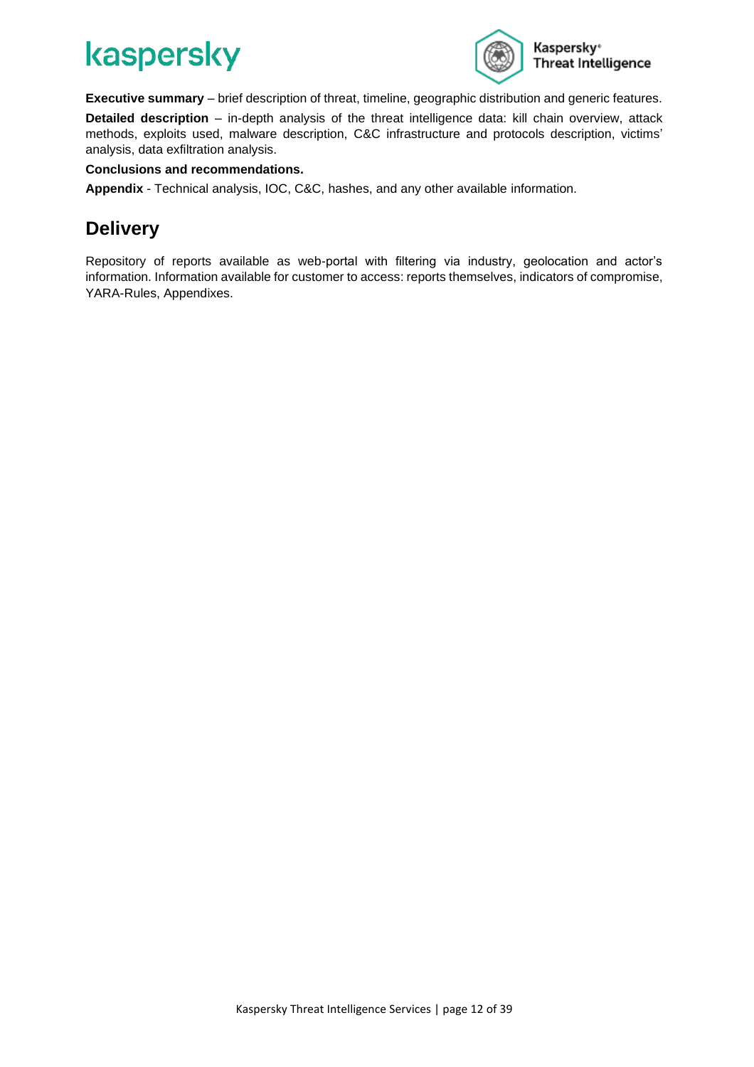**Executive summary** – brief description of threat, timeline, geographic distribution and generic features.

**Detailed description** – in-depth analysis of the threat intelligence data: kill chain overview, attack methods, exploits used, malware description, C&C infrastructure and protocols description, victims' analysis, data exfiltration analysis.

**Conclusions and recommendations.**

**Appendix** - Technical analysis, IOC, C&C, hashes, and any other available information.

## Delivery

Repository of reports available as web-portal with filtering via industry, geolocation and actor's information. Information available for customer to access: reports themselves, indicators of compromise, YARA-Rules, Appendixes.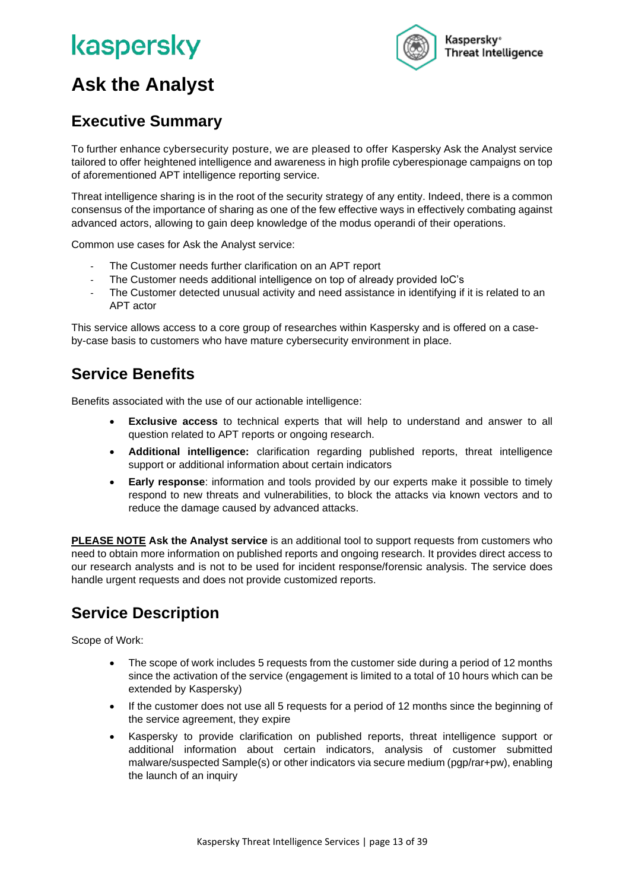# Ask the Analyst

## Executive Summary

To further enhance cybersecurity posture, we are pleased to offer Kaspersky Ask the Analyst service tailored to offer heightened intelligence and awareness in high profile cyberespionage campaigns on top of aforementioned APT intelligence reporting service.

Threat intelligence sharing is in the root of the security strategy of any entity. Indeed, there is a common consensus of the importance of sharing as one of the few effective ways in effectively combating against advanced actors, allowing to gain deep knowledge of the modus operandi of their operations.

Common use cases for Ask the Analyst service:

- The Customer needs further clarification on an APT report
- The Customer needs additional intelligence on top of already provided IoC's
- The Customer detected unusual activity and need assistance in identifying if it is related to an APT actor

This service allows access to a core group of researches within Kaspersky and is offered on a case-by-case basis to customers who have mature cybersecurity environment in place.

## Service Benefits

Benefits associated with the use of our actionable intelligence:

- **Exclusive access** to technical experts that will help to understand and answer to all question related to APT reports or ongoing research.
- **Additional intelligence:** clarification regarding published reports, threat intelligence support or additional information about certain indicators
- **Early response**: information and tools provided by our experts make it possible to timely respond to new threats and vulnerabilities, to block the attacks via known vectors and to reduce the damage caused by advanced attacks.

**PLEASE NOTE Ask the Analyst service** is an additional tool to support requests from customers who need to obtain more information on published reports and ongoing research. It provides direct access to our research analysts and is not to be used for incident response/forensic analysis. The service does handle urgent requests and does not provide customized reports.

## Service Description

Scope of Work:

- The scope of work includes 5 requests from the customer side during a period of 12 months since the activation of the service (engagement is limited to a total of 10 hours which can be extended by Kaspersky)
- If the customer does not use all 5 requests for a period of 12 months since the beginning of the service agreement, they expire
- Kaspersky to provide clarification on published reports, threat intelligence support or additional information about certain indicators, analysis of customer submitted malware/suspected Sample(s) or other indicators via secure medium (pgp/rar+pw), enabling the launch of an inquiry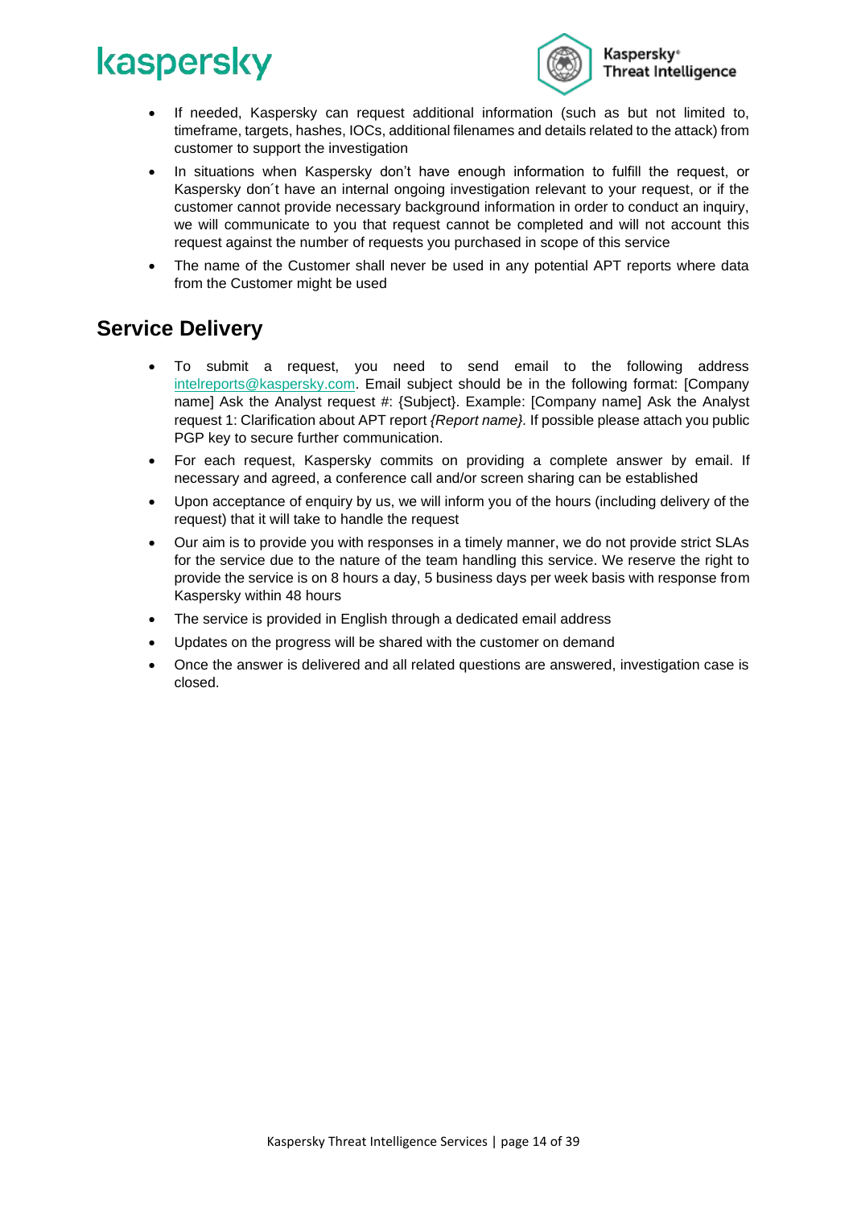- If needed, Kaspersky can request additional information (such as but not limited to, timeframe, targets, hashes, IOCs, additional filenames and details related to the attack) from customer to support the investigation
- In situations when Kaspersky don't have enough information to fulfill the request, or Kaspersky don´t have an internal ongoing investigation relevant to your request, or if the customer cannot provide necessary background information in order to conduct an inquiry, we will communicate to you that request cannot be completed and will not account this request against the number of requests you purchased in scope of this service
- The name of the Customer shall never be used in any potential APT reports where data from the Customer might be used

## Service Delivery

- To submit a request, you need to send email to the following address intelreports@kaspersky.com. Email subject should be in the following format: [Company name] Ask the Analyst request #: {Subject}. Example: [Company name] Ask the Analyst request 1: Clarification about APT report *{Report name}.* If possible please attach you public PGP key to secure further communication.
- For each request, Kaspersky commits on providing a complete answer by email. If necessary and agreed, a conference call and/or screen sharing can be established
- Upon acceptance of enquiry by us, we will inform you of the hours (including delivery of the request) that it will take to handle the request
- Our aim is to provide you with responses in a timely manner, we do not provide strict SLAs for the service due to the nature of the team handling this service. We reserve the right to provide the service is on 8 hours a day, 5 business days per week basis with response from Kaspersky within 48 hours
- The service is provided in English through a dedicated email address
- Updates on the progress will be shared with the customer on demand
- Once the answer is delivered and all related questions are answered, investigation case is closed.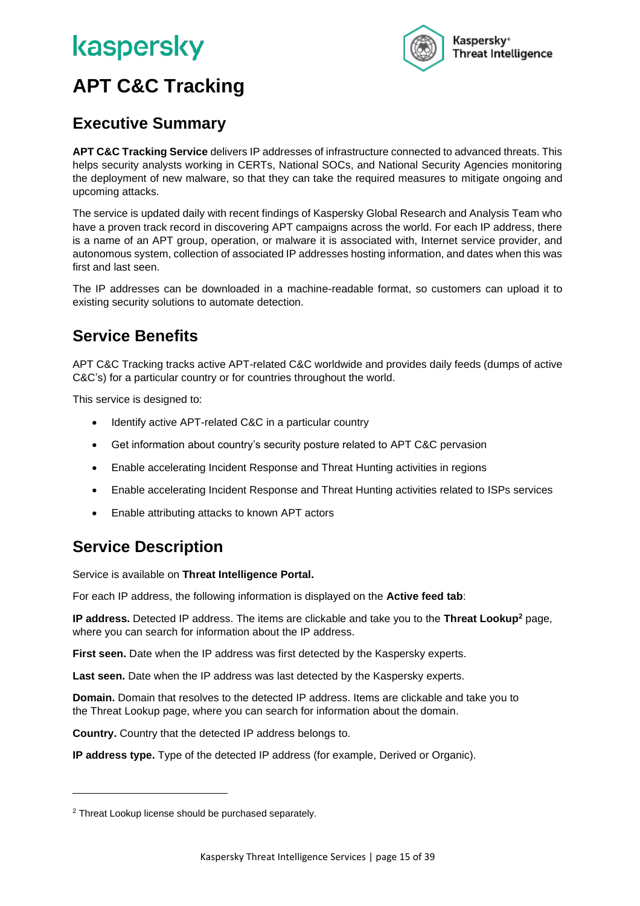# APT C&C Tracking

## Executive Summary

**APT C&C Tracking Service** delivers IP addresses of infrastructure connected to advanced threats. This helps security analysts working in CERTs, National SOCs, and National Security Agencies monitoring the deployment of new malware, so that they can take the required measures to mitigate ongoing and upcoming attacks.

The service is updated daily with recent findings of Kaspersky Global Research and Analysis Team who have a proven track record in discovering APT campaigns across the world. For each IP address, there is a name of an APT group, operation, or malware it is associated with, Internet service provider, and autonomous system, collection of associated IP addresses hosting information, and dates when this was first and last seen.

The IP addresses can be downloaded in a machine-readable format, so customers can upload it to existing security solutions to automate detection.

## Service Benefits

APT C&C Tracking tracks active APT-related C&C worldwide and provides daily feeds (dumps of active C&C's) for a particular country or for countries throughout the world.

This service is designed to:

- Identify active APT-related C&C in a particular country
- Get information about country's security posture related to APT C&C pervasion
- Enable accelerating Incident Response and Threat Hunting activities in regions
- Enable accelerating Incident Response and Threat Hunting activities related to ISPs services
- Enable attributing attacks to known APT actors

## Service Description

Service is available on **Threat Intelligence Portal.**

For each IP address, the following information is displayed on the **Active feed tab**:

**IP address.** Detected IP address. The items are clickable and take you to the **Threat Lookup**[2] page, where you can search for information about the IP address.

**First seen.** Date when the IP address was first detected by the Kaspersky experts.

**Last seen.** Date when the IP address was last detected by the Kaspersky experts.

**Domain.** Domain that resolves to the detected IP address. Items are clickable and take you to the Threat Lookup page, where you can search for information about the domain.

**Country.** Country that the detected IP address belongs to.

**IP address type.** Type of the detected IP address (for example, Derived or Organic).

---

[2] Threat Lookup license should be purchased separately.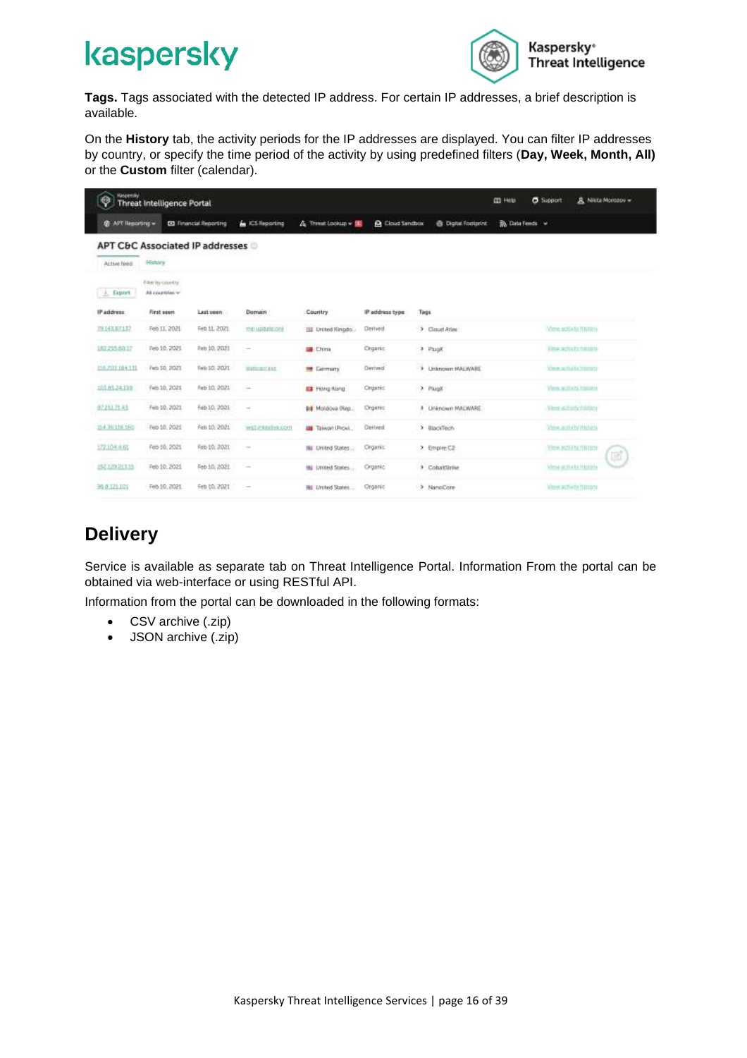**Tags.** Tags associated with the detected IP address. For certain IP addresses, a brief description is available.

On the **History** tab, the activity periods for the IP addresses are displayed. You can filter IP addresses by country, or specify the time period of the activity by using predefined filters (**Day, Week, Month, All)** or the **Custom** filter (calendar).

## Delivery

Service is available as separate tab on Threat Intelligence Portal. Information From the portal can be obtained via web-interface or using RESTful API.

Information from the portal can be downloaded in the following formats:

- CSV archive (.zip)
- JSON archive (.zip)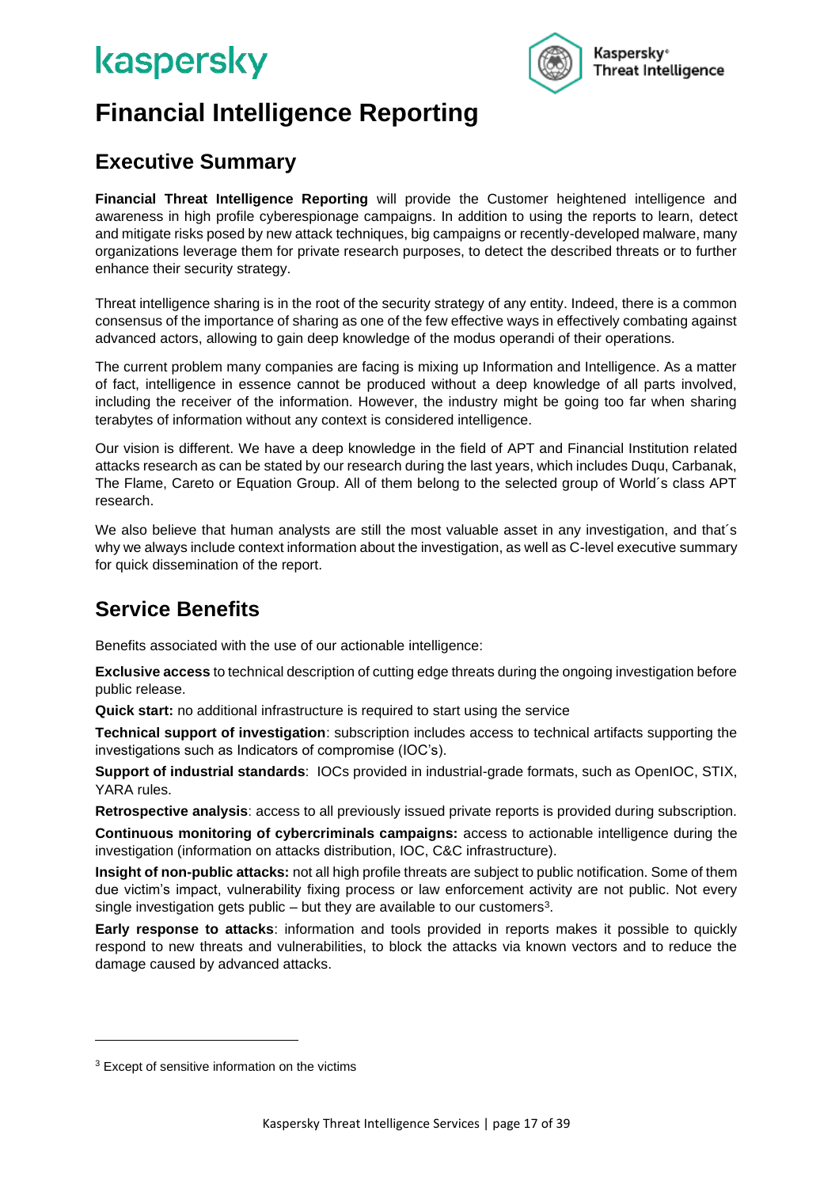# Financial Intelligence Reporting

## Executive Summary

**Financial Threat Intelligence Reporting** will provide the Customer heightened intelligence and awareness in high profile cyberespionage campaigns. In addition to using the reports to learn, detect and mitigate risks posed by new attack techniques, big campaigns or recently-developed malware, many organizations leverage them for private research purposes, to detect the described threats or to further enhance their security strategy.

Threat intelligence sharing is in the root of the security strategy of any entity. Indeed, there is a common consensus of the importance of sharing as one of the few effective ways in effectively combating against advanced actors, allowing to gain deep knowledge of the modus operandi of their operations.

The current problem many companies are facing is mixing up Information and Intelligence. As a matter of fact, intelligence in essence cannot be produced without a deep knowledge of all parts involved, including the receiver of the information. However, the industry might be going too far when sharing terabytes of information without any context is considered intelligence.

Our vision is different. We have a deep knowledge in the field of APT and Financial Institution related attacks research as can be stated by our research during the last years, which includes Duqu, Carbanak, The Flame, Careto or Equation Group. All of them belong to the selected group of World´s class APT research.

We also believe that human analysts are still the most valuable asset in any investigation, and that´s why we always include context information about the investigation, as well as C-level executive summary for quick dissemination of the report.

## Service Benefits

Benefits associated with the use of our actionable intelligence:

**Exclusive access** to technical description of cutting edge threats during the ongoing investigation before public release.

**Quick start:** no additional infrastructure is required to start using the service

**Technical support of investigation**: subscription includes access to technical artifacts supporting the investigations such as Indicators of compromise (IOC's).

**Support of industrial standards**: IOCs provided in industrial-grade formats, such as OpenIOC, STIX, YARA rules.

**Retrospective analysis**: access to all previously issued private reports is provided during subscription.

**Continuous monitoring of cybercriminals campaigns:** access to actionable intelligence during the investigation (information on attacks distribution, IOC, C&C infrastructure).

**Insight of non-public attacks:** not all high profile threats are subject to public notification. Some of them due victim's impact, vulnerability fixing process or law enforcement activity are not public. Not every single investigation gets public – but they are available to our customers[3].

**Early response to attacks**: information and tools provided in reports makes it possible to quickly respond to new threats and vulnerabilities, to block the attacks via known vectors and to reduce the damage caused by advanced attacks.

---

[3] Except of sensitive information on the victims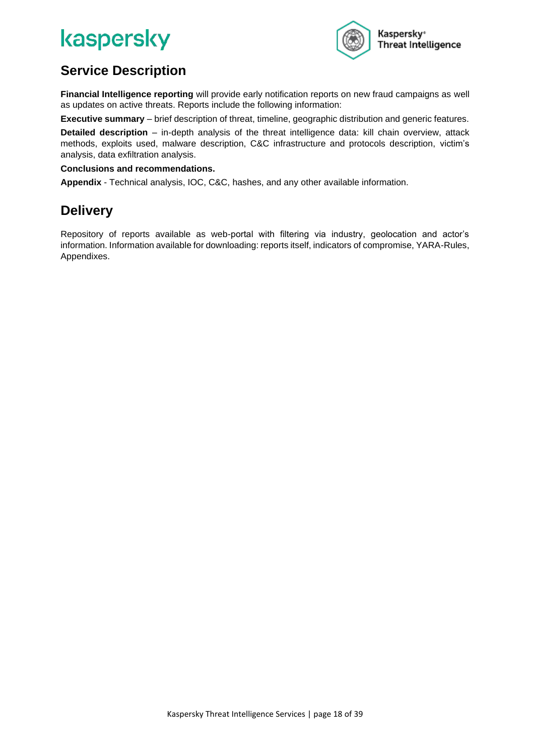## Service Description

**Financial Intelligence reporting** will provide early notification reports on new fraud campaigns as well as updates on active threats. Reports include the following information:

**Executive summary** – brief description of threat, timeline, geographic distribution and generic features.

**Detailed description** – in-depth analysis of the threat intelligence data: kill chain overview, attack methods, exploits used, malware description, C&C infrastructure and protocols description, victim's analysis, data exfiltration analysis.

**Conclusions and recommendations.**

**Appendix** - Technical analysis, IOC, C&C, hashes, and any other available information.

## Delivery

Repository of reports available as web-portal with filtering via industry, geolocation and actor's information. Information available for downloading: reports itself, indicators of compromise, YARA-Rules, Appendixes.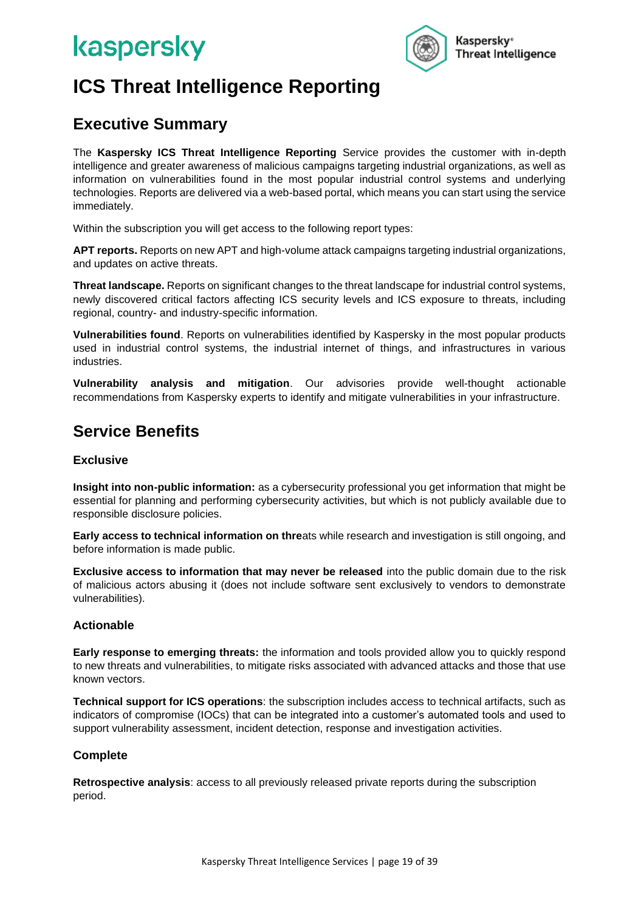# ICS Threat Intelligence Reporting

## Executive Summary

The **Kaspersky ICS Threat Intelligence Reporting** Service provides the customer with in-depth intelligence and greater awareness of malicious campaigns targeting industrial organizations, as well as information on vulnerabilities found in the most popular industrial control systems and underlying technologies. Reports are delivered via a web-based portal, which means you can start using the service immediately.

Within the subscription you will get access to the following report types:

**APT reports.** Reports on new APT and high-volume attack campaigns targeting industrial organizations, and updates on active threats.

**Threat landscape.** Reports on significant changes to the threat landscape for industrial control systems, newly discovered critical factors affecting ICS security levels and ICS exposure to threats, including regional, country- and industry-specific information.

**Vulnerabilities found**. Reports on vulnerabilities identified by Kaspersky in the most popular products used in industrial control systems, the industrial internet of things, and infrastructures in various industries.

**Vulnerability analysis and mitigation**. Our advisories provide well-thought actionable recommendations from Kaspersky experts to identify and mitigate vulnerabilities in your infrastructure.

## Service Benefits

### Exclusive

**Insight into non-public information:** as a cybersecurity professional you get information that might be essential for planning and performing cybersecurity activities, but which is not publicly available due to responsible disclosure policies.

**Early access to technical information on thre**ats while research and investigation is still ongoing, and before information is made public.

**Exclusive access to information that may never be released** into the public domain due to the risk of malicious actors abusing it (does not include software sent exclusively to vendors to demonstrate vulnerabilities).

### Actionable

**Early response to emerging threats:** the information and tools provided allow you to quickly respond to new threats and vulnerabilities, to mitigate risks associated with advanced attacks and those that use known vectors.

**Technical support for ICS operations**: the subscription includes access to technical artifacts, such as indicators of compromise (IOCs) that can be integrated into a customer's automated tools and used to support vulnerability assessment, incident detection, response and investigation activities.

### Complete

**Retrospective analysis**: access to all previously released private reports during the subscription period.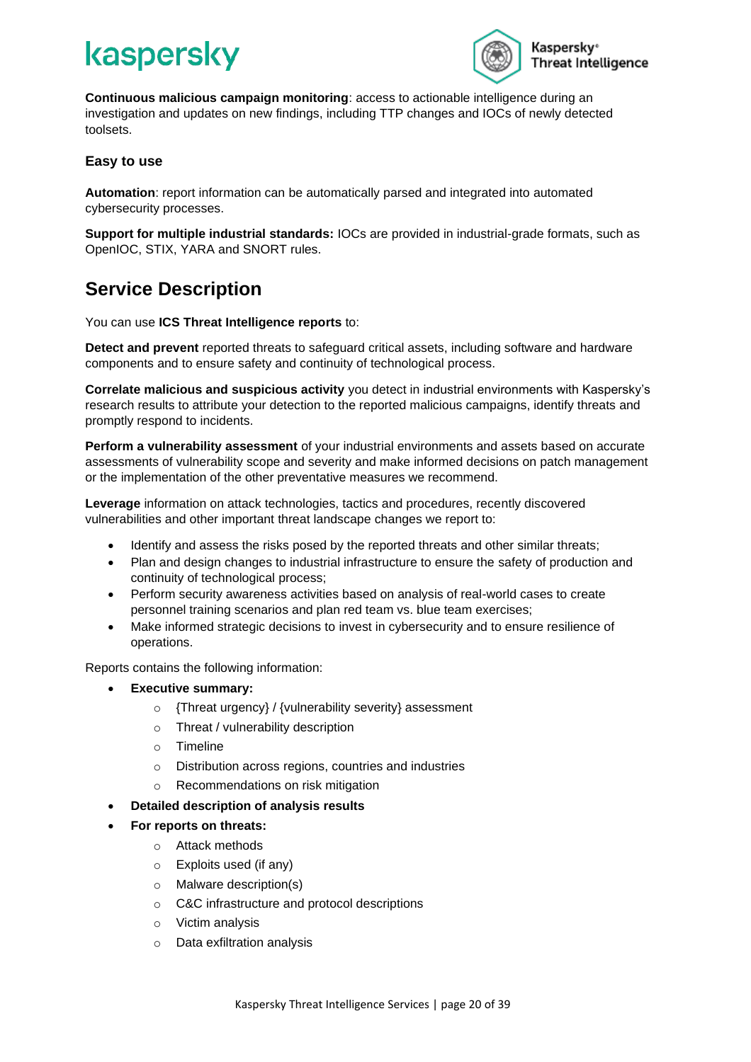**Continuous malicious campaign monitoring**: access to actionable intelligence during an investigation and updates on new findings, including TTP changes and IOCs of newly detected toolsets.

### Easy to use

**Automation**: report information can be automatically parsed and integrated into automated cybersecurity processes.

**Support for multiple industrial standards:** IOCs are provided in industrial-grade formats, such as OpenIOC, STIX, YARA and SNORT rules.

## Service Description

You can use **ICS Threat Intelligence reports** to:

**Detect and prevent** reported threats to safeguard critical assets, including software and hardware components and to ensure safety and continuity of technological process.

**Correlate malicious and suspicious activity** you detect in industrial environments with Kaspersky's research results to attribute your detection to the reported malicious campaigns, identify threats and promptly respond to incidents.

**Perform a vulnerability assessment** of your industrial environments and assets based on accurate assessments of vulnerability scope and severity and make informed decisions on patch management or the implementation of the other preventative measures we recommend.

**Leverage** information on attack technologies, tactics and procedures, recently discovered vulnerabilities and other important threat landscape changes we report to:

- Identify and assess the risks posed by the reported threats and other similar threats;
- Plan and design changes to industrial infrastructure to ensure the safety of production and continuity of technological process;
- Perform security awareness activities based on analysis of real-world cases to create personnel training scenarios and plan red team vs. blue team exercises;
- Make informed strategic decisions to invest in cybersecurity and to ensure resilience of operations.

Reports contains the following information:

- **Executive summary:**
  - {Threat urgency} / {vulnerability severity} assessment
  - Threat / vulnerability description
  - Timeline
  - Distribution across regions, countries and industries
  - Recommendations on risk mitigation
- **Detailed description of analysis results**
- **For reports on threats:**
  - Attack methods
  - Exploits used (if any)
  - Malware description(s)
  - C&C infrastructure and protocol descriptions
  - Victim analysis
  - Data exfiltration analysis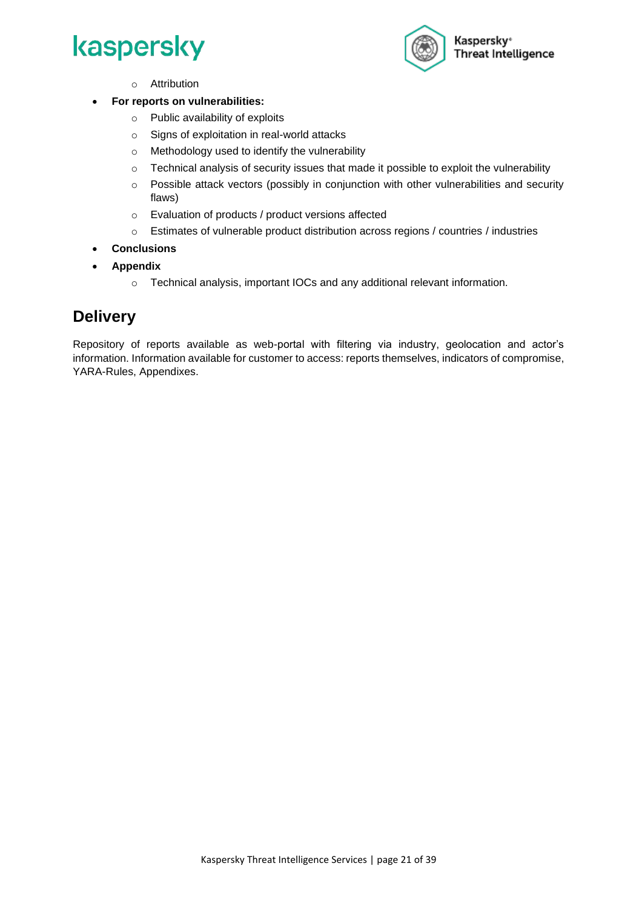- Attribution
- **For reports on vulnerabilities:**
    - Public availability of exploits
    - Signs of exploitation in real-world attacks
    - Methodology used to identify the vulnerability
    - Technical analysis of security issues that made it possible to exploit the vulnerability
    - Possible attack vectors (possibly in conjunction with other vulnerabilities and security flaws)
    - Evaluation of products / product versions affected
    - Estimates of vulnerable product distribution across regions / countries / industries
- **Conclusions**
- **Appendix**
    - Technical analysis, important IOCs and any additional relevant information.

## Delivery

Repository of reports available as web-portal with filtering via industry, geolocation and actor's information. Information available for customer to access: reports themselves, indicators of compromise, YARA-Rules, Appendixes.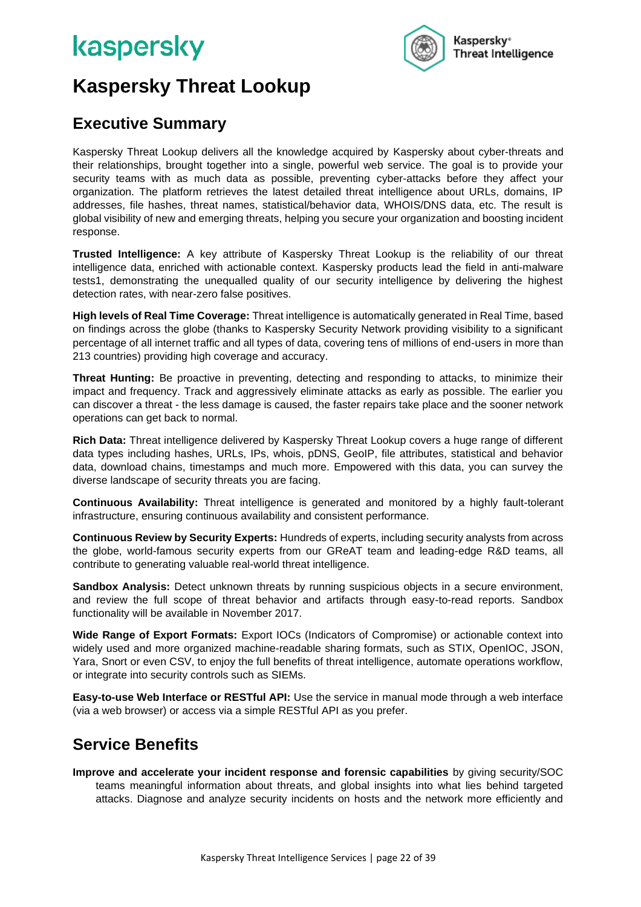# Kaspersky Threat Lookup

## Executive Summary

Kaspersky Threat Lookup delivers all the knowledge acquired by Kaspersky about cyber-threats and their relationships, brought together into a single, powerful web service. The goal is to provide your security teams with as much data as possible, preventing cyber-attacks before they affect your organization. The platform retrieves the latest detailed threat intelligence about URLs, domains, IP addresses, file hashes, threat names, statistical/behavior data, WHOIS/DNS data, etc. The result is global visibility of new and emerging threats, helping you secure your organization and boosting incident response.

**Trusted Intelligence:** A key attribute of Kaspersky Threat Lookup is the reliability of our threat intelligence data, enriched with actionable context. Kaspersky products lead the field in anti-malware tests1, demonstrating the unequalled quality of our security intelligence by delivering the highest detection rates, with near-zero false positives.

**High levels of Real Time Coverage:** Threat intelligence is automatically generated in Real Time, based on findings across the globe (thanks to Kaspersky Security Network providing visibility to a significant percentage of all internet traffic and all types of data, covering tens of millions of end-users in more than 213 countries) providing high coverage and accuracy.

**Threat Hunting:** Be proactive in preventing, detecting and responding to attacks, to minimize their impact and frequency. Track and aggressively eliminate attacks as early as possible. The earlier you can discover a threat - the less damage is caused, the faster repairs take place and the sooner network operations can get back to normal.

**Rich Data:** Threat intelligence delivered by Kaspersky Threat Lookup covers a huge range of different data types including hashes, URLs, IPs, whois, pDNS, GeoIP, file attributes, statistical and behavior data, download chains, timestamps and much more. Empowered with this data, you can survey the diverse landscape of security threats you are facing.

**Continuous Availability:** Threat intelligence is generated and monitored by a highly fault-tolerant infrastructure, ensuring continuous availability and consistent performance.

**Continuous Review by Security Experts:** Hundreds of experts, including security analysts from across the globe, world-famous security experts from our GReAT team and leading-edge R&D teams, all contribute to generating valuable real-world threat intelligence.

**Sandbox Analysis:** Detect unknown threats by running suspicious objects in a secure environment, and review the full scope of threat behavior and artifacts through easy-to-read reports. Sandbox functionality will be available in November 2017.

**Wide Range of Export Formats:** Export IOCs (Indicators of Compromise) or actionable context into widely used and more organized machine-readable sharing formats, such as STIX, OpenIOC, JSON, Yara, Snort or even CSV, to enjoy the full benefits of threat intelligence, automate operations workflow, or integrate into security controls such as SIEMs.

**Easy-to-use Web Interface or RESTful API:** Use the service in manual mode through a web interface (via a web browser) or access via a simple RESTful API as you prefer.

## Service Benefits

**Improve and accelerate your incident response and forensic capabilities** by giving security/SOC teams meaningful information about threats, and global insights into what lies behind targeted attacks. Diagnose and analyze security incidents on hosts and the network more efficiently and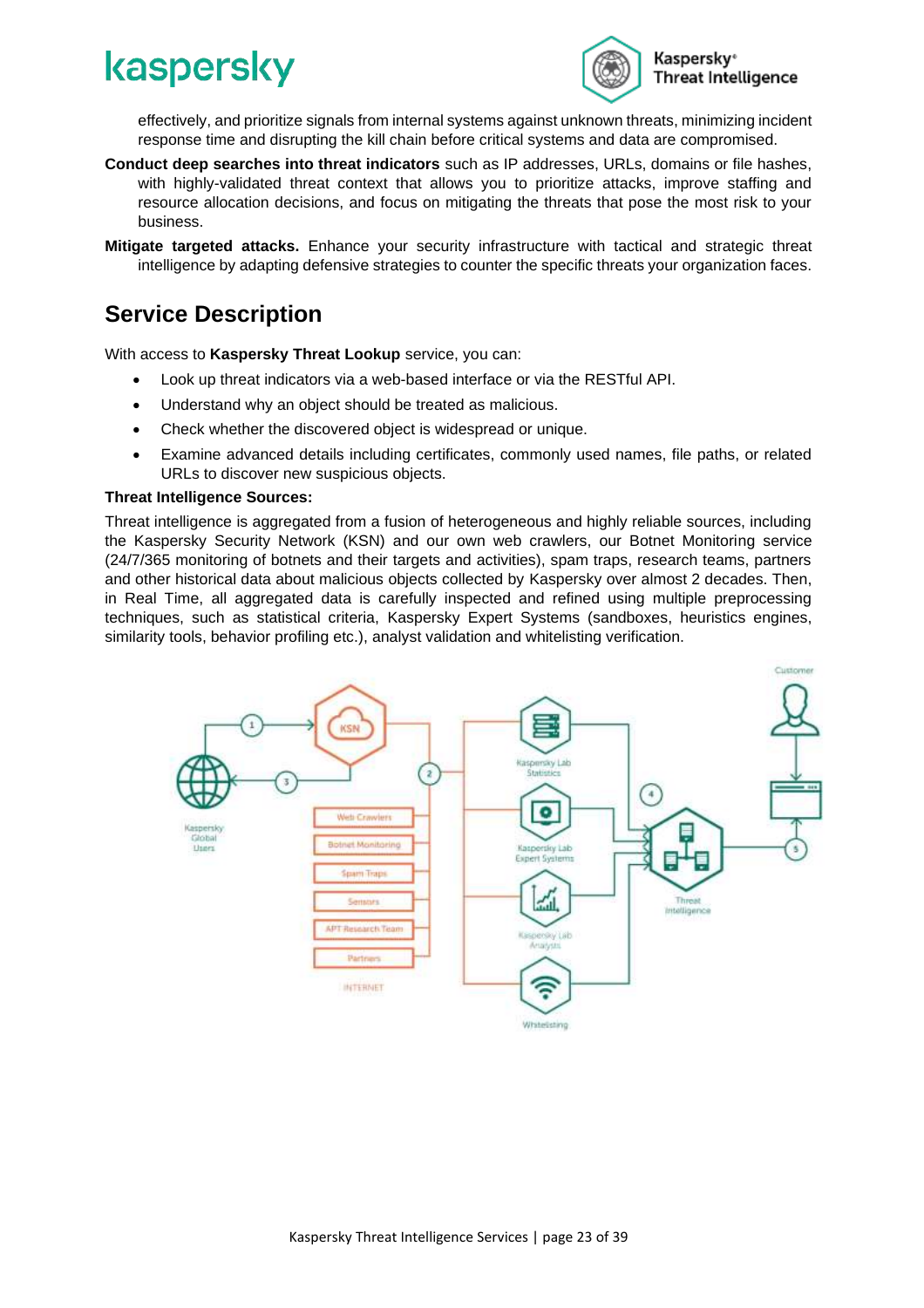effectively, and prioritize signals from internal systems against unknown threats, minimizing incident response time and disrupting the kill chain before critical systems and data are compromised.

**Conduct deep searches into threat indicators** such as IP addresses, URLs, domains or file hashes, with highly-validated threat context that allows you to prioritize attacks, improve staffing and resource allocation decisions, and focus on mitigating the threats that pose the most risk to your business.

**Mitigate targeted attacks.** Enhance your security infrastructure with tactical and strategic threat intelligence by adapting defensive strategies to counter the specific threats your organization faces.

## Service Description

With access to **Kaspersky Threat Lookup** service, you can:

- Look up threat indicators via a web-based interface or via the RESTful API.
- Understand why an object should be treated as malicious.
- Check whether the discovered object is widespread or unique.
- Examine advanced details including certificates, commonly used names, file paths, or related URLs to discover new suspicious objects.

**Threat Intelligence Sources:**

Threat intelligence is aggregated from a fusion of heterogeneous and highly reliable sources, including the Kaspersky Security Network (KSN) and our own web crawlers, our Botnet Monitoring service (24/7/365 monitoring of botnets and their targets and activities), spam traps, research teams, partners and other historical data about malicious objects collected by Kaspersky over almost 2 decades. Then, in Real Time, all aggregated data is carefully inspected and refined using multiple preprocessing techniques, such as statistical criteria, Kaspersky Expert Systems (sandboxes, heuristics engines, similarity tools, behavior profiling etc.), analyst validation and whitelisting verification.

Customer
1
KSN
3
2
Kaspersky Lab Statistics
4
Kaspersky Global Users
Web Crawlers
Botnet Monitoring
Kaspersky Lab Expert Systems
5
Spam Traps
Sensors
Threat Intelligence
APT Research Team
Kaspersky Lab Analysts
Partners
INTERNET
Whitelisting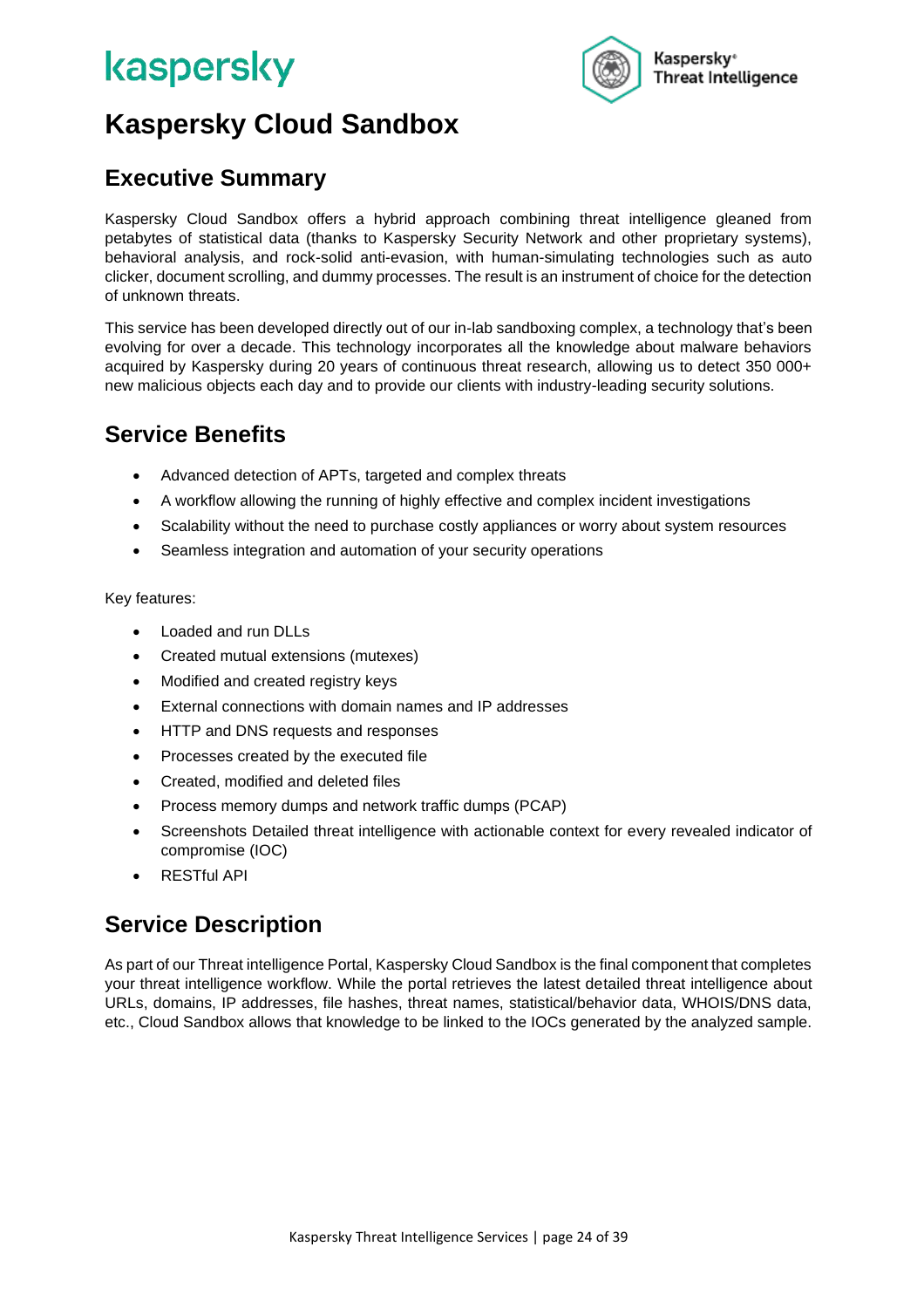# Kaspersky Cloud Sandbox

## Executive Summary

Kaspersky Cloud Sandbox offers a hybrid approach combining threat intelligence gleaned from petabytes of statistical data (thanks to Kaspersky Security Network and other proprietary systems), behavioral analysis, and rock-solid anti-evasion, with human-simulating technologies such as auto clicker, document scrolling, and dummy processes. The result is an instrument of choice for the detection of unknown threats.

This service has been developed directly out of our in-lab sandboxing complex, a technology that's been evolving for over a decade. This technology incorporates all the knowledge about malware behaviors acquired by Kaspersky during 20 years of continuous threat research, allowing us to detect 350 000+ new malicious objects each day and to provide our clients with industry-leading security solutions.

## Service Benefits

- Advanced detection of APTs, targeted and complex threats
- A workflow allowing the running of highly effective and complex incident investigations
- Scalability without the need to purchase costly appliances or worry about system resources
- Seamless integration and automation of your security operations

Key features:

- Loaded and run DLLs
- Created mutual extensions (mutexes)
- Modified and created registry keys
- External connections with domain names and IP addresses
- HTTP and DNS requests and responses
- Processes created by the executed file
- Created, modified and deleted files
- Process memory dumps and network traffic dumps (PCAP)
- Screenshots Detailed threat intelligence with actionable context for every revealed indicator of compromise (IOC)
- RESTful API

## Service Description

As part of our Threat intelligence Portal, Kaspersky Cloud Sandbox is the final component that completes your threat intelligence workflow. While the portal retrieves the latest detailed threat intelligence about URLs, domains, IP addresses, file hashes, threat names, statistical/behavior data, WHOIS/DNS data, etc., Cloud Sandbox allows that knowledge to be linked to the IOCs generated by the analyzed sample.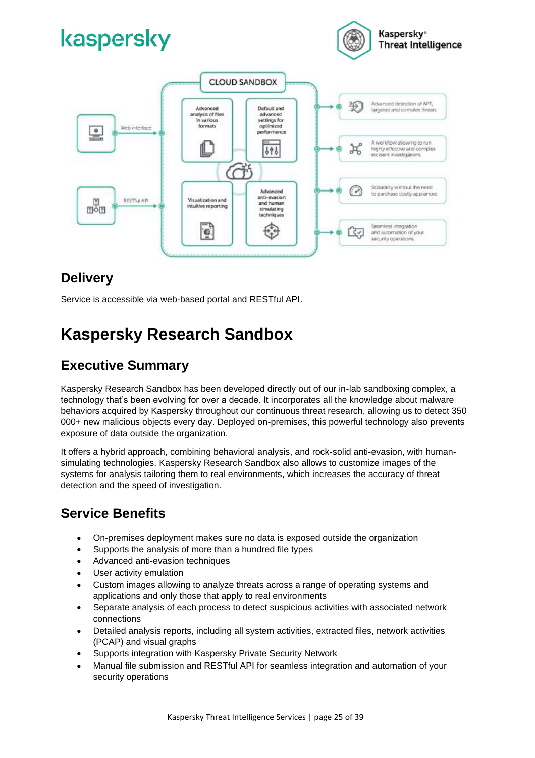CLOUD SANDBOX

Web interface

RESTful API

Advanced analysis of files in various formats

Default and advanced settings for optimized performance

Visualization and intuitive reporting

Advanced anti-evasion and human simulating techniques

Advanced detection of APT, targeted and complex threats

A workflow allowing to run highly effective and complex incident investigations

Scalability without the need to purchase costly appliances

Seamless integration and automation of your security operations

## Delivery

Service is accessible via web-based portal and RESTful API.

# Kaspersky Research Sandbox

## Executive Summary

Kaspersky Research Sandbox has been developed directly out of our in-lab sandboxing complex, a technology that's been evolving for over a decade. It incorporates all the knowledge about malware behaviors acquired by Kaspersky throughout our continuous threat research, allowing us to detect 350 000+ new malicious objects every day. Deployed on-premises, this powerful technology also prevents exposure of data outside the organization.

It offers a hybrid approach, combining behavioral analysis, and rock-solid anti-evasion, with human-simulating technologies. Kaspersky Research Sandbox also allows to customize images of the systems for analysis tailoring them to real environments, which increases the accuracy of threat detection and the speed of investigation.

## Service Benefits

- On-premises deployment makes sure no data is exposed outside the organization
- Supports the analysis of more than a hundred file types
- Advanced anti-evasion techniques
- User activity emulation
- Custom images allowing to analyze threats across a range of operating systems and applications and only those that apply to real environments
- Separate analysis of each process to detect suspicious activities with associated network connections
- Detailed analysis reports, including all system activities, extracted files, network activities (PCAP) and visual graphs
- Supports integration with Kaspersky Private Security Network
- Manual file submission and RESTful API for seamless integration and automation of your security operations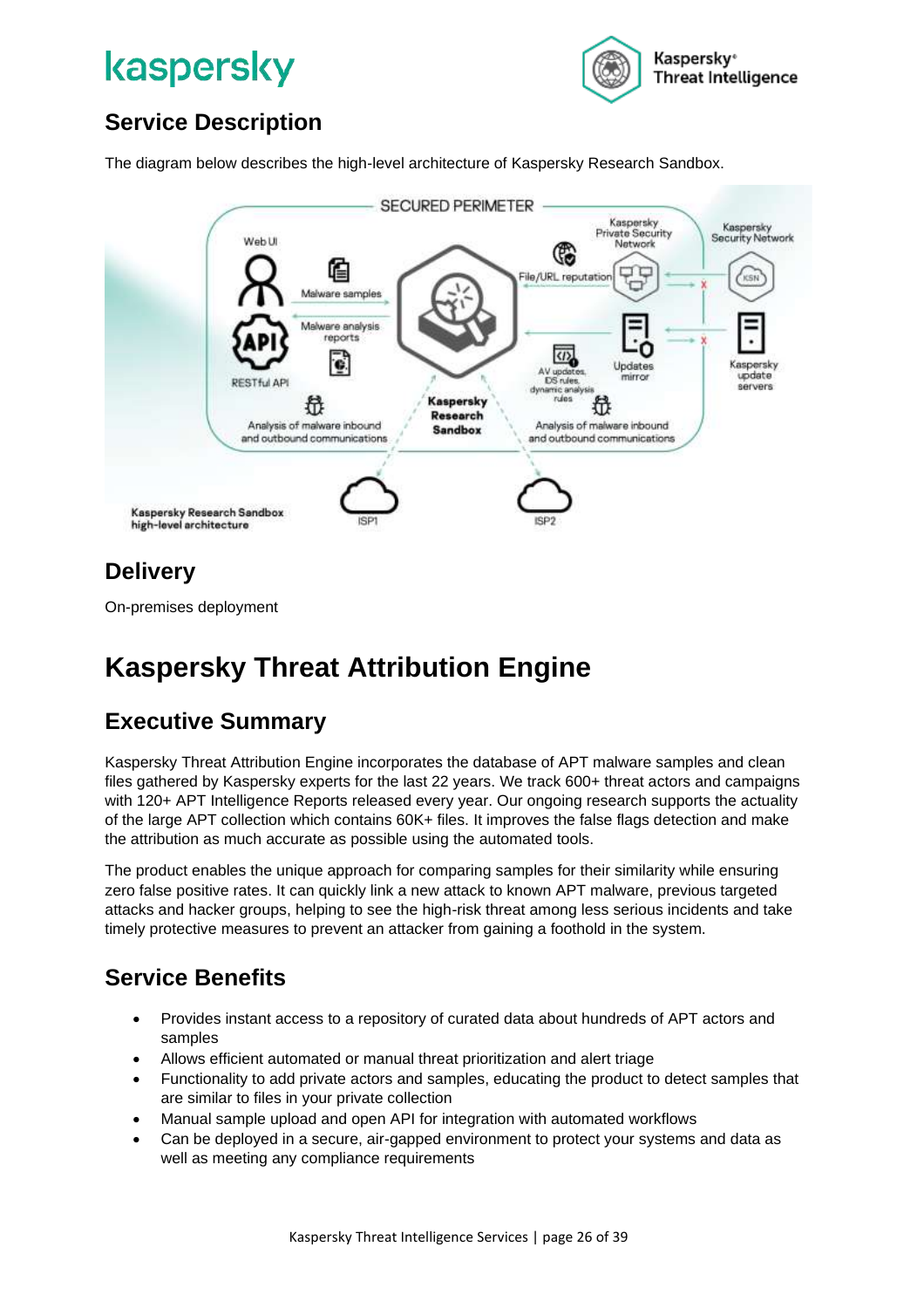## Service Description

The diagram below describes the high-level architecture of Kaspersky Research Sandbox.

SECURED PERIMETER

Web UI

Malware samples

Malware analysis reports

RESTful API

Analysis of malware inbound and outbound communications

Kaspersky Research Sandbox

Kaspersky Private Security Network

File/URL reputation

Kaspersky Security Network

KSN

AV updates, IDS rules, dynamic analysis rules

Updates mirror

Kaspersky update servers

Analysis of malware inbound and outbound communications

ISP1

ISP2

Kaspersky Research Sandbox high-level architecture

## Delivery

On-premises deployment

# Kaspersky Threat Attribution Engine

## Executive Summary

Kaspersky Threat Attribution Engine incorporates the database of APT malware samples and clean files gathered by Kaspersky experts for the last 22 years. We track 600+ threat actors and campaigns with 120+ APT Intelligence Reports released every year. Our ongoing research supports the actuality of the large APT collection which contains 60K+ files. It improves the false flags detection and make the attribution as much accurate as possible using the automated tools.

The product enables the unique approach for comparing samples for their similarity while ensuring zero false positive rates. It can quickly link a new attack to known APT malware, previous targeted attacks and hacker groups, helping to see the high-risk threat among less serious incidents and take timely protective measures to prevent an attacker from gaining a foothold in the system.

## Service Benefits

- Provides instant access to a repository of curated data about hundreds of APT actors and samples
- Allows efficient automated or manual threat prioritization and alert triage
- Functionality to add private actors and samples, educating the product to detect samples that are similar to files in your private collection
- Manual sample upload and open API for integration with automated workflows
- Can be deployed in a secure, air-gapped environment to protect your systems and data as well as meeting any compliance requirements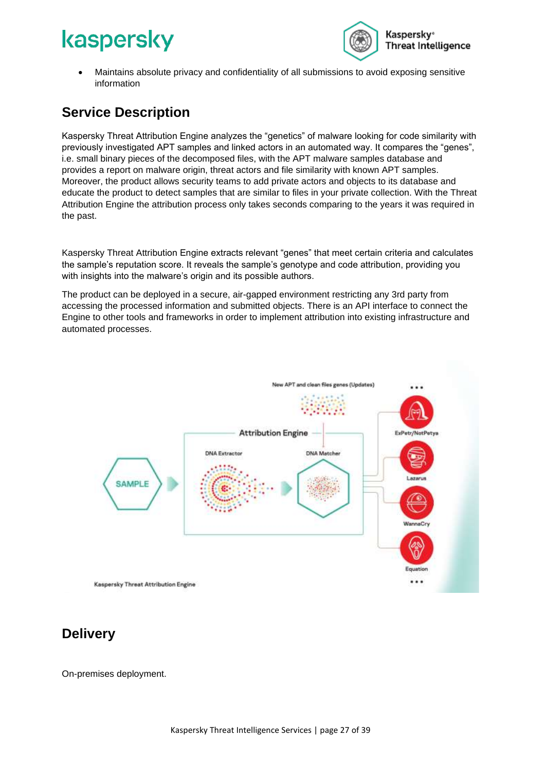- Maintains absolute privacy and confidentiality of all submissions to avoid exposing sensitive information

## Service Description

Kaspersky Threat Attribution Engine analyzes the “genetics” of malware looking for code similarity with previously investigated APT samples and linked actors in an automated way. It compares the “genes”, i.e. small binary pieces of the decomposed files, with the APT malware samples database and provides a report on malware origin, threat actors and file similarity with known APT samples. Moreover, the product allows security teams to add private actors and objects to its database and educate the product to detect samples that are similar to files in your private collection. With the Threat Attribution Engine the attribution process only takes seconds comparing to the years it was required in the past.

Kaspersky Threat Attribution Engine extracts relevant “genes” that meet certain criteria and calculates the sample’s reputation score. It reveals the sample’s genotype and code attribution, providing you with insights into the malware’s origin and its possible authors.

The product can be deployed in a secure, air-gapped environment restricting any 3rd party from accessing the processed information and submitted objects. There is an API interface to connect the Engine to other tools and frameworks in order to implement attribution into existing infrastructure and automated processes.

New APT and clean files genes (Updates)

Attribution Engine

DNA Extractor

DNA Matcher

SAMPLE

ExPetr/NotPetya

Lazarus

WannaCry

Equation

Kaspersky Threat Attribution Engine

## Delivery

On-premises deployment.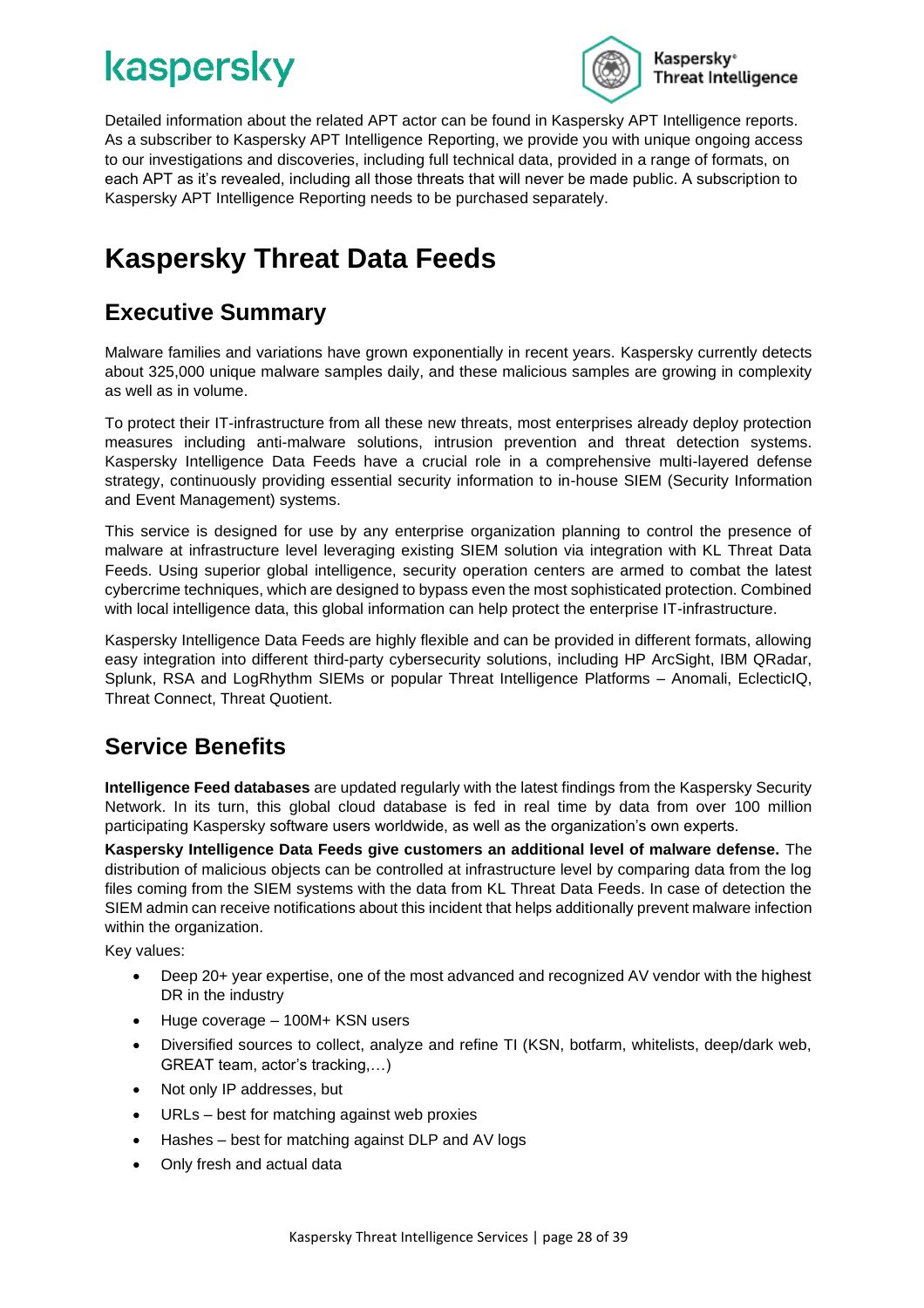Detailed information about the related APT actor can be found in Kaspersky APT Intelligence reports. As a subscriber to Kaspersky APT Intelligence Reporting, we provide you with unique ongoing access to our investigations and discoveries, including full technical data, provided in a range of formats, on each APT as it's revealed, including all those threats that will never be made public. A subscription to Kaspersky APT Intelligence Reporting needs to be purchased separately.

# Kaspersky Threat Data Feeds

## Executive Summary

Malware families and variations have grown exponentially in recent years. Kaspersky currently detects about 325,000 unique malware samples daily, and these malicious samples are growing in complexity as well as in volume.

To protect their IT-infrastructure from all these new threats, most enterprises already deploy protection measures including anti-malware solutions, intrusion prevention and threat detection systems. Kaspersky Intelligence Data Feeds have a crucial role in a comprehensive multi-layered defense strategy, continuously providing essential security information to in-house SIEM (Security Information and Event Management) systems.

This service is designed for use by any enterprise organization planning to control the presence of malware at infrastructure level leveraging existing SIEM solution via integration with KL Threat Data Feeds. Using superior global intelligence, security operation centers are armed to combat the latest cybercrime techniques, which are designed to bypass even the most sophisticated protection. Combined with local intelligence data, this global information can help protect the enterprise IT-infrastructure.

Kaspersky Intelligence Data Feeds are highly flexible and can be provided in different formats, allowing easy integration into different third-party cybersecurity solutions, including HP ArcSight, IBM QRadar, Splunk, RSA and LogRhythm SIEMs or popular Threat Intelligence Platforms – Anomali, EclecticIQ, Threat Connect, Threat Quotient.

## Service Benefits

**Intelligence Feed databases** are updated regularly with the latest findings from the Kaspersky Security Network. In its turn, this global cloud database is fed in real time by data from over 100 million participating Kaspersky software users worldwide, as well as the organization's own experts.

**Kaspersky Intelligence Data Feeds give customers an additional level of malware defense.** The distribution of malicious objects can be controlled at infrastructure level by comparing data from the log files coming from the SIEM systems with the data from KL Threat Data Feeds. In case of detection the SIEM admin can receive notifications about this incident that helps additionally prevent malware infection within the organization.

Key values:

- Deep 20+ year expertise, one of the most advanced and recognized AV vendor with the highest DR in the industry
- Huge coverage – 100M+ KSN users
- Diversified sources to collect, analyze and refine TI (KSN, botfarm, whitelists, deep/dark web, GREAT team, actor's tracking,…)
- Not only IP addresses, but
- URLs – best for matching against web proxies
- Hashes – best for matching against DLP and AV logs
- Only fresh and actual data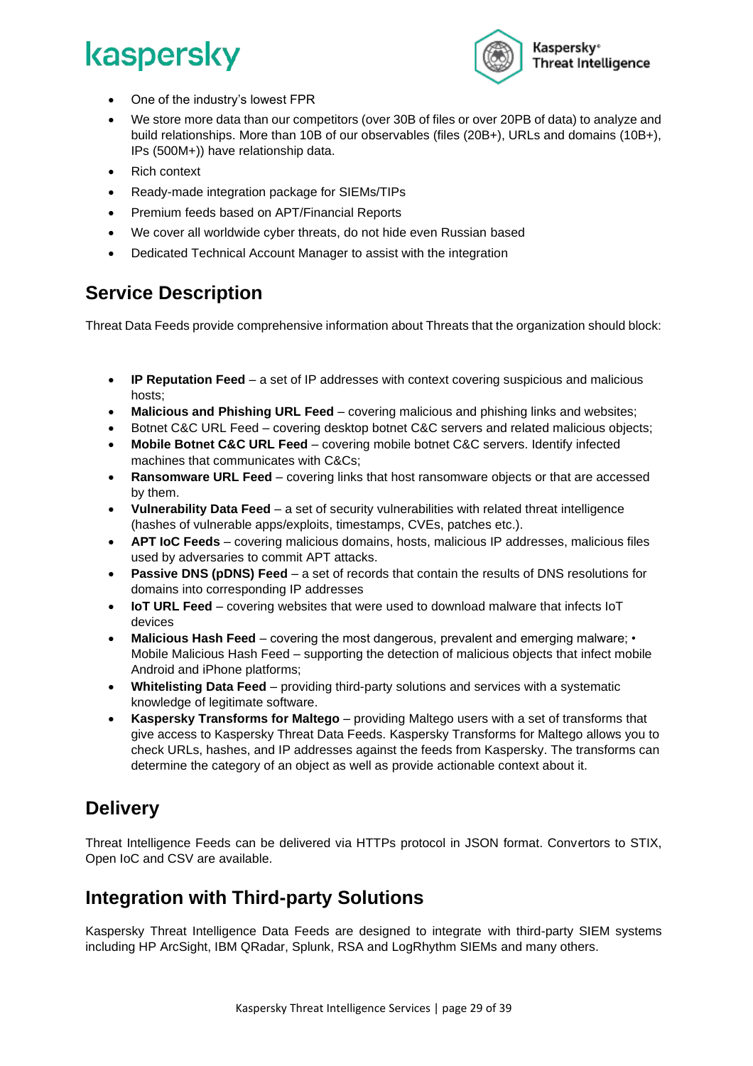- One of the industry's lowest FPR
- We store more data than our competitors (over 30B of files or over 20PB of data) to analyze and build relationships. More than 10B of our observables (files (20B+), URLs and domains (10B+), IPs (500M+)) have relationship data.
- Rich context
- Ready-made integration package for SIEMs/TIPs
- Premium feeds based on APT/Financial Reports
- We cover all worldwide cyber threats, do not hide even Russian based
- Dedicated Technical Account Manager to assist with the integration

## Service Description

Threat Data Feeds provide comprehensive information about Threats that the organization should block:

- **IP Reputation Feed** – a set of IP addresses with context covering suspicious and malicious hosts;
- **Malicious and Phishing URL Feed** – covering malicious and phishing links and websites;
- Botnet C&C URL Feed – covering desktop botnet C&C servers and related malicious objects;
- **Mobile Botnet C&C URL Feed** – covering mobile botnet C&C servers. Identify infected machines that communicates with C&Cs;
- **Ransomware URL Feed** – covering links that host ransomware objects or that are accessed by them.
- **Vulnerability Data Feed** – a set of security vulnerabilities with related threat intelligence (hashes of vulnerable apps/exploits, timestamps, CVEs, patches etc.).
- **APT IoC Feeds** – covering malicious domains, hosts, malicious IP addresses, malicious files used by adversaries to commit APT attacks.
- **Passive DNS (pDNS) Feed** – a set of records that contain the results of DNS resolutions for domains into corresponding IP addresses
- **IoT URL Feed** – covering websites that were used to download malware that infects IoT devices
- **Malicious Hash Feed** – covering the most dangerous, prevalent and emerging malware; • Mobile Malicious Hash Feed – supporting the detection of malicious objects that infect mobile Android and iPhone platforms;
- **Whitelisting Data Feed** – providing third-party solutions and services with a systematic knowledge of legitimate software.
- **Kaspersky Transforms for Maltego** – providing Maltego users with a set of transforms that give access to Kaspersky Threat Data Feeds. Kaspersky Transforms for Maltego allows you to check URLs, hashes, and IP addresses against the feeds from Kaspersky. The transforms can determine the category of an object as well as provide actionable context about it.

## Delivery

Threat Intelligence Feeds can be delivered via HTTPs protocol in JSON format. Convertors to STIX, Open IoC and CSV are available.

## Integration with Third-party Solutions

Kaspersky Threat Intelligence Data Feeds are designed to integrate with third-party SIEM systems including HP ArcSight, IBM QRadar, Splunk, RSA and LogRhythm SIEMs and many others.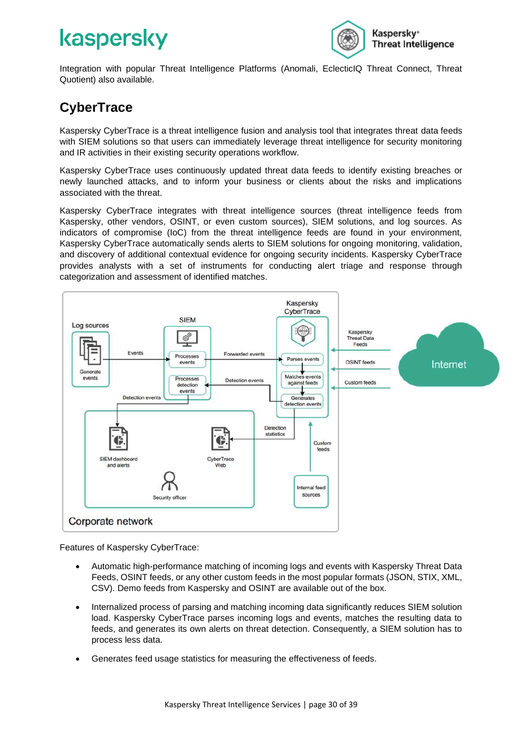Integration with popular Threat Intelligence Platforms (Anomali, EclecticIQ Threat Connect, Threat Quotient) also available.

## CyberTrace

Kaspersky CyberTrace is a threat intelligence fusion and analysis tool that integrates threat data feeds with SIEM solutions so that users can immediately leverage threat intelligence for security monitoring and IR activities in their existing security operations workflow.

Kaspersky CyberTrace uses continuously updated threat data feeds to identify existing breaches or newly launched attacks, and to inform your business or clients about the risks and implications associated with the threat.

Kaspersky CyberTrace integrates with threat intelligence sources (threat intelligence feeds from Kaspersky, other vendors, OSINT, or even custom sources), SIEM solutions, and log sources. As indicators of compromise (IoC) from the threat intelligence feeds are found in your environment, Kaspersky CyberTrace automatically sends alerts to SIEM solutions for ongoing monitoring, validation, and discovery of additional contextual evidence for ongoing security incidents. Kaspersky CyberTrace provides analysts with a set of instruments for conducting alert triage and response through categorization and assessment of identified matches.

Log sources
Generate events
Events
SIEM
Processes events
Processes detection events
Forwarded events
Detection events
Kaspersky CyberTrace
Parses events
Matches events against feeds
Generates detection events
Kaspersky Threat Data Feeds
OSINT feeds
Custom feeds
Internet
Detection events
Detection statistics
Custom feeds
SIEM dashboard and alerts
CyberTrace Web
Security officer
Internal feed sources
Corporate network

Features of Kaspersky CyberTrace:

- Automatic high-performance matching of incoming logs and events with Kaspersky Threat Data Feeds, OSINT feeds, or any other custom feeds in the most popular formats (JSON, STIX, XML, CSV). Demo feeds from Kaspersky and OSINT are available out of the box.
- Internalized process of parsing and matching incoming data significantly reduces SIEM solution load. Kaspersky CyberTrace parses incoming logs and events, matches the resulting data to feeds, and generates its own alerts on threat detection. Consequently, a SIEM solution has to process less data.
- Generates feed usage statistics for measuring the effectiveness of feeds.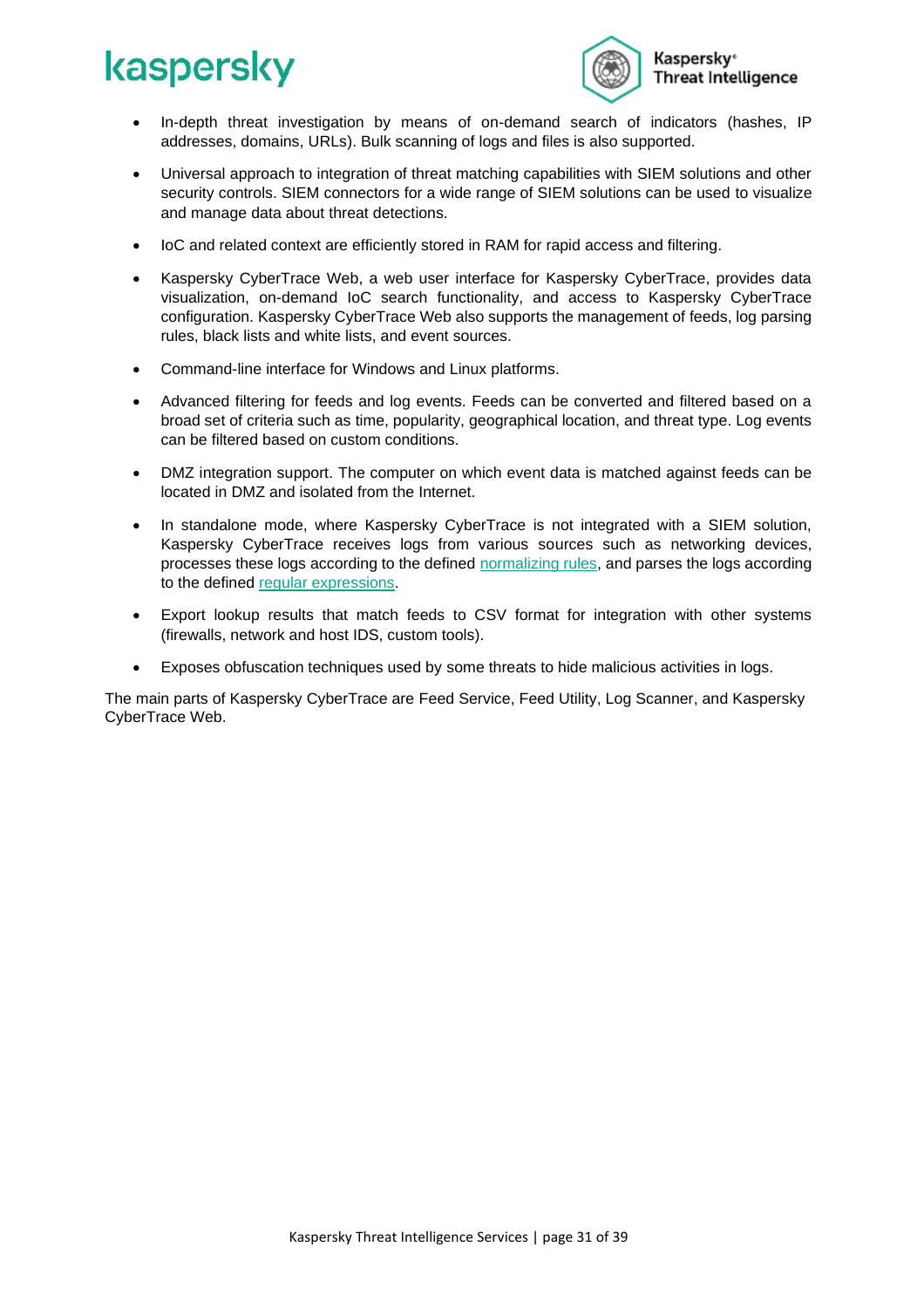- In-depth threat investigation by means of on-demand search of indicators (hashes, IP addresses, domains, URLs). Bulk scanning of logs and files is also supported.
- Universal approach to integration of threat matching capabilities with SIEM solutions and other security controls. SIEM connectors for a wide range of SIEM solutions can be used to visualize and manage data about threat detections.
- IoC and related context are efficiently stored in RAM for rapid access and filtering.
- Kaspersky CyberTrace Web, a web user interface for Kaspersky CyberTrace, provides data visualization, on-demand IoC search functionality, and access to Kaspersky CyberTrace configuration. Kaspersky CyberTrace Web also supports the management of feeds, log parsing rules, black lists and white lists, and event sources.
- Command-line interface for Windows and Linux platforms.
- Advanced filtering for feeds and log events. Feeds can be converted and filtered based on a broad set of criteria such as time, popularity, geographical location, and threat type. Log events can be filtered based on custom conditions.
- DMZ integration support. The computer on which event data is matched against feeds can be located in DMZ and isolated from the Internet.
- In standalone mode, where Kaspersky CyberTrace is not integrated with a SIEM solution, Kaspersky CyberTrace receives logs from various sources such as networking devices, processes these logs according to the defined normalizing rules, and parses the logs according to the defined regular expressions.
- Export lookup results that match feeds to CSV format for integration with other systems (firewalls, network and host IDS, custom tools).
- Exposes obfuscation techniques used by some threats to hide malicious activities in logs.

The main parts of Kaspersky CyberTrace are Feed Service, Feed Utility, Log Scanner, and Kaspersky CyberTrace Web.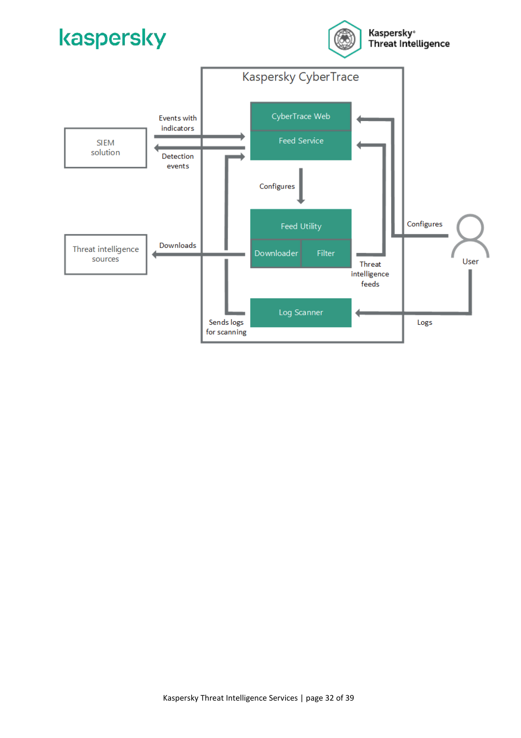Kaspersky CyberTrace

CyberTrace Web

Feed Service

Events with indicators

SIEM solution

Detection events

Configures

Feed Utility

Downloader

Filter

Threat intelligence sources

Downloads

Threat intelligence feeds

Configures

User

Log Scanner

Sends logs for scanning

Logs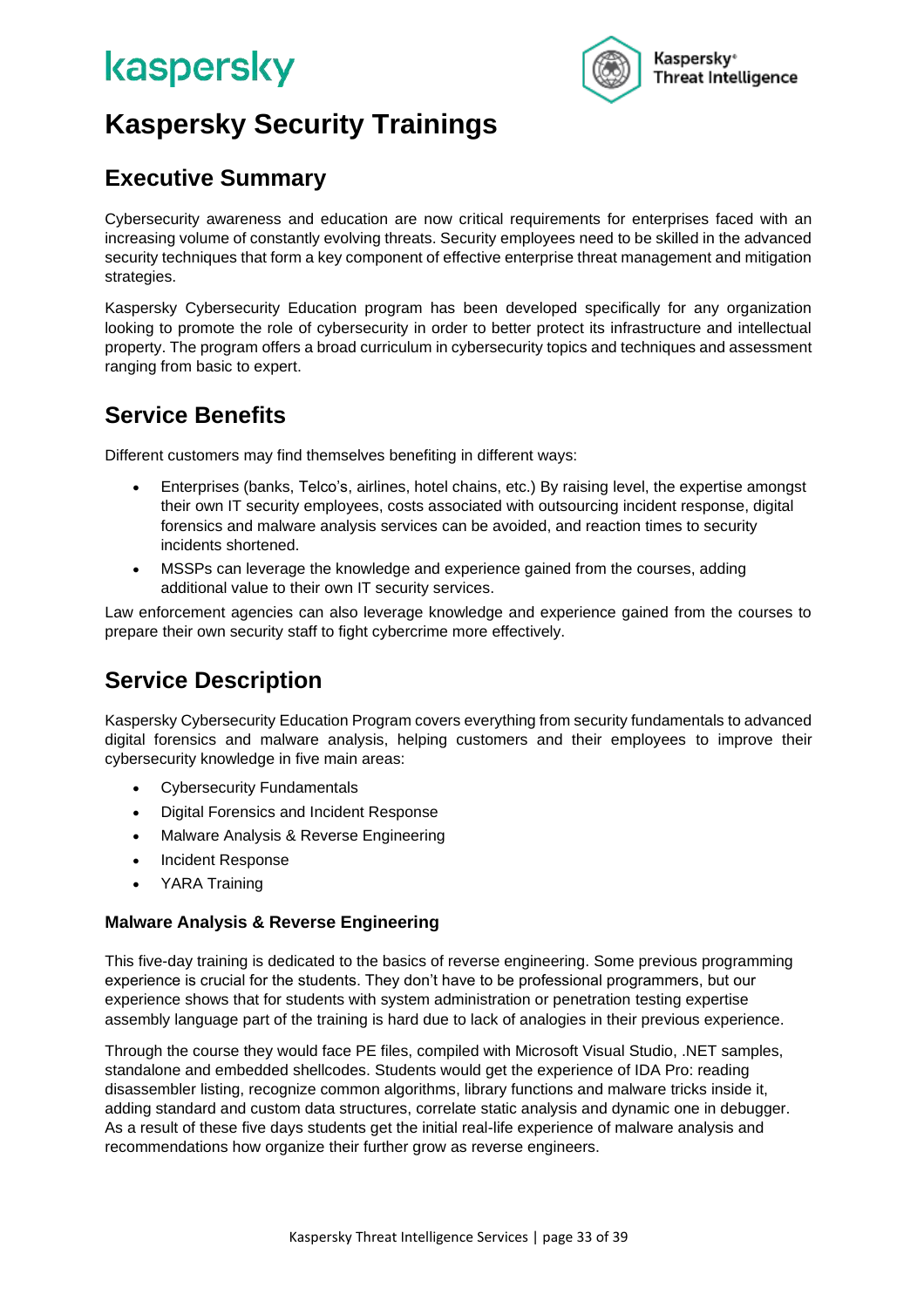# Kaspersky Security Trainings

## Executive Summary

Cybersecurity awareness and education are now critical requirements for enterprises faced with an increasing volume of constantly evolving threats. Security employees need to be skilled in the advanced security techniques that form a key component of effective enterprise threat management and mitigation strategies.

Kaspersky Cybersecurity Education program has been developed specifically for any organization looking to promote the role of cybersecurity in order to better protect its infrastructure and intellectual property. The program offers a broad curriculum in cybersecurity topics and techniques and assessment ranging from basic to expert.

## Service Benefits

Different customers may find themselves benefiting in different ways:

- Enterprises (banks, Telco's, airlines, hotel chains, etc.) By raising level, the expertise amongst their own IT security employees, costs associated with outsourcing incident response, digital forensics and malware analysis services can be avoided, and reaction times to security incidents shortened.
- MSSPs can leverage the knowledge and experience gained from the courses, adding additional value to their own IT security services.

Law enforcement agencies can also leverage knowledge and experience gained from the courses to prepare their own security staff to fight cybercrime more effectively.

## Service Description

Kaspersky Cybersecurity Education Program covers everything from security fundamentals to advanced digital forensics and malware analysis, helping customers and their employees to improve their cybersecurity knowledge in five main areas:

- Cybersecurity Fundamentals
- Digital Forensics and Incident Response
- Malware Analysis & Reverse Engineering
- Incident Response
- YARA Training

### Malware Analysis & Reverse Engineering

This five-day training is dedicated to the basics of reverse engineering. Some previous programming experience is crucial for the students. They don't have to be professional programmers, but our experience shows that for students with system administration or penetration testing expertise assembly language part of the training is hard due to lack of analogies in their previous experience.

Through the course they would face PE files, compiled with Microsoft Visual Studio, .NET samples, standalone and embedded shellcodes. Students would get the experience of IDA Pro: reading disassembler listing, recognize common algorithms, library functions and malware tricks inside it, adding standard and custom data structures, correlate static analysis and dynamic one in debugger. As a result of these five days students get the initial real-life experience of malware analysis and recommendations how organize their further grow as reverse engineers.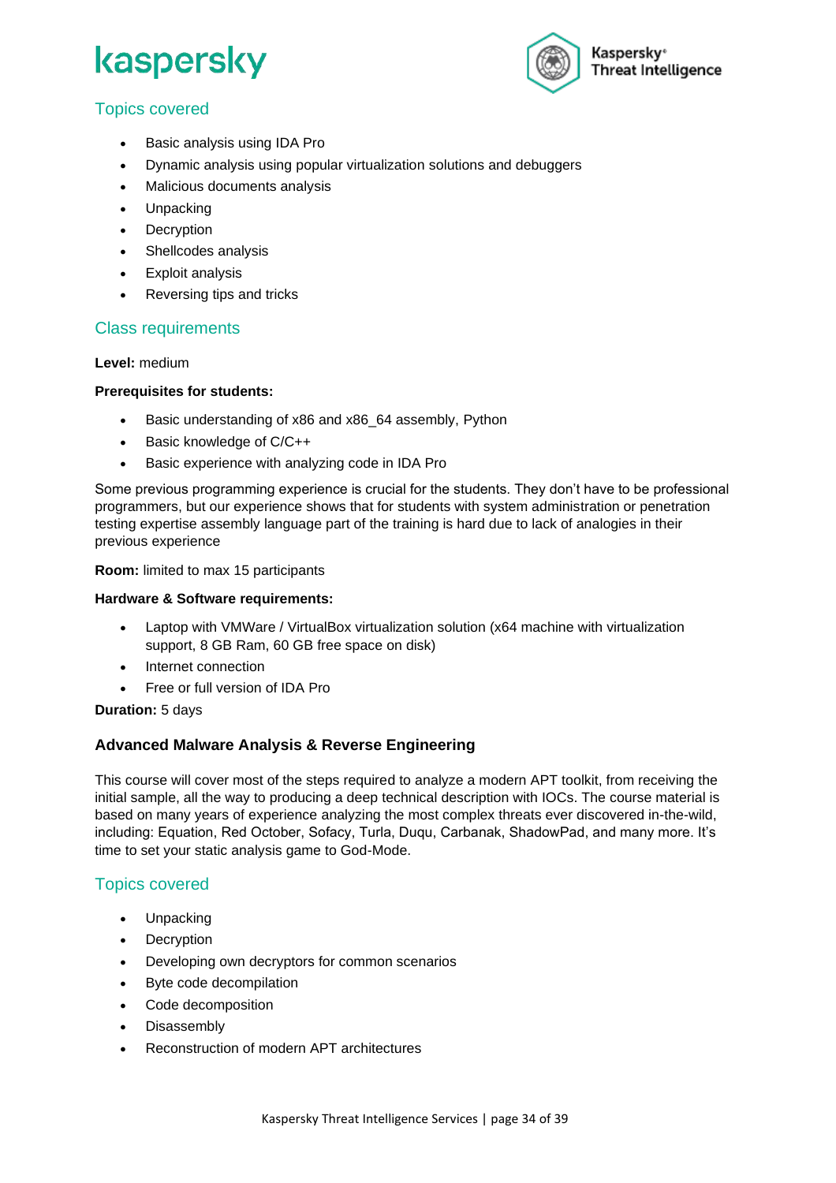## Topics covered

- Basic analysis using IDA Pro
- Dynamic analysis using popular virtualization solutions and debuggers
- Malicious documents analysis
- Unpacking
- Decryption
- Shellcodes analysis
- Exploit analysis
- Reversing tips and tricks

## Class requirements

**Level:** medium

**Prerequisites for students:**

- Basic understanding of x86 and x86_64 assembly, Python
- Basic knowledge of C/C++
- Basic experience with analyzing code in IDA Pro

Some previous programming experience is crucial for the students. They don't have to be professional programmers, but our experience shows that for students with system administration or penetration testing expertise assembly language part of the training is hard due to lack of analogies in their previous experience

**Room:** limited to max 15 participants

**Hardware & Software requirements:**

- Laptop with VMWare / VirtualBox virtualization solution (x64 machine with virtualization support, 8 GB Ram, 60 GB free space on disk)
- Internet connection
- Free or full version of IDA Pro

**Duration:** 5 days

### Advanced Malware Analysis & Reverse Engineering

This course will cover most of the steps required to analyze a modern APT toolkit, from receiving the initial sample, all the way to producing a deep technical description with IOCs. The course material is based on many years of experience analyzing the most complex threats ever discovered in-the-wild, including: Equation, Red October, Sofacy, Turla, Duqu, Carbanak, ShadowPad, and many more. It's time to set your static analysis game to God-Mode.

## Topics covered

- Unpacking
- Decryption
- Developing own decryptors for common scenarios
- Byte code decompilation
- Code decomposition
- Disassembly
- Reconstruction of modern APT architectures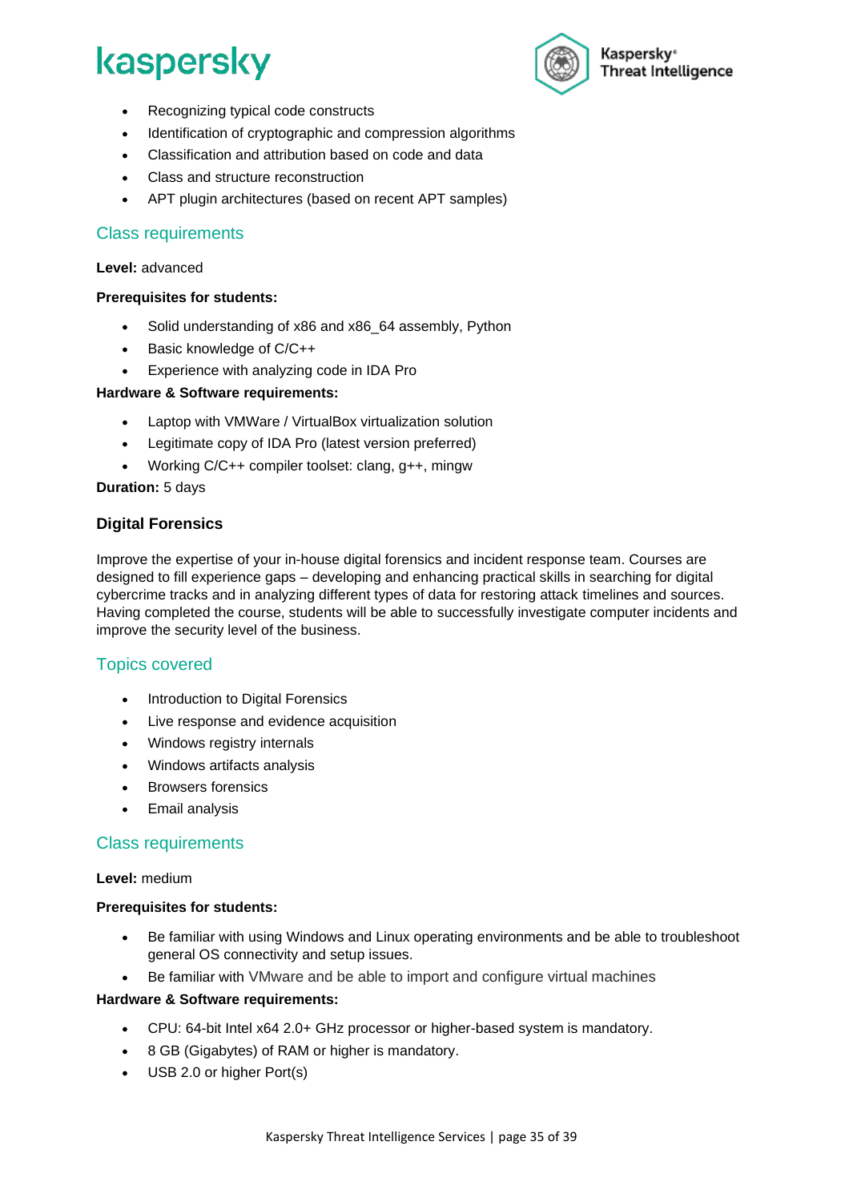- Recognizing typical code constructs
- Identification of cryptographic and compression algorithms
- Classification and attribution based on code and data
- Class and structure reconstruction
- APT plugin architectures (based on recent APT samples)

## Class requirements

**Level:** advanced

**Prerequisites for students:**

- Solid understanding of x86 and x86_64 assembly, Python
- Basic knowledge of C/C++
- Experience with analyzing code in IDA Pro

**Hardware & Software requirements:**

- Laptop with VMWare / VirtualBox virtualization solution
- Legitimate copy of IDA Pro (latest version preferred)
- Working C/C++ compiler toolset: clang, g++, mingw

**Duration:** 5 days

### Digital Forensics

Improve the expertise of your in-house digital forensics and incident response team. Courses are designed to fill experience gaps – developing and enhancing practical skills in searching for digital cybercrime tracks and in analyzing different types of data for restoring attack timelines and sources. Having completed the course, students will be able to successfully investigate computer incidents and improve the security level of the business.

## Topics covered

- Introduction to Digital Forensics
- Live response and evidence acquisition
- Windows registry internals
- Windows artifacts analysis
- Browsers forensics
- Email analysis

## Class requirements

**Level:** medium

**Prerequisites for students:**

- Be familiar with using Windows and Linux operating environments and be able to troubleshoot general OS connectivity and setup issues.
- Be familiar with VMware and be able to import and configure virtual machines

**Hardware & Software requirements:**

- CPU: 64-bit Intel x64 2.0+ GHz processor or higher-based system is mandatory.
- 8 GB (Gigabytes) of RAM or higher is mandatory.
- USB 2.0 or higher Port(s)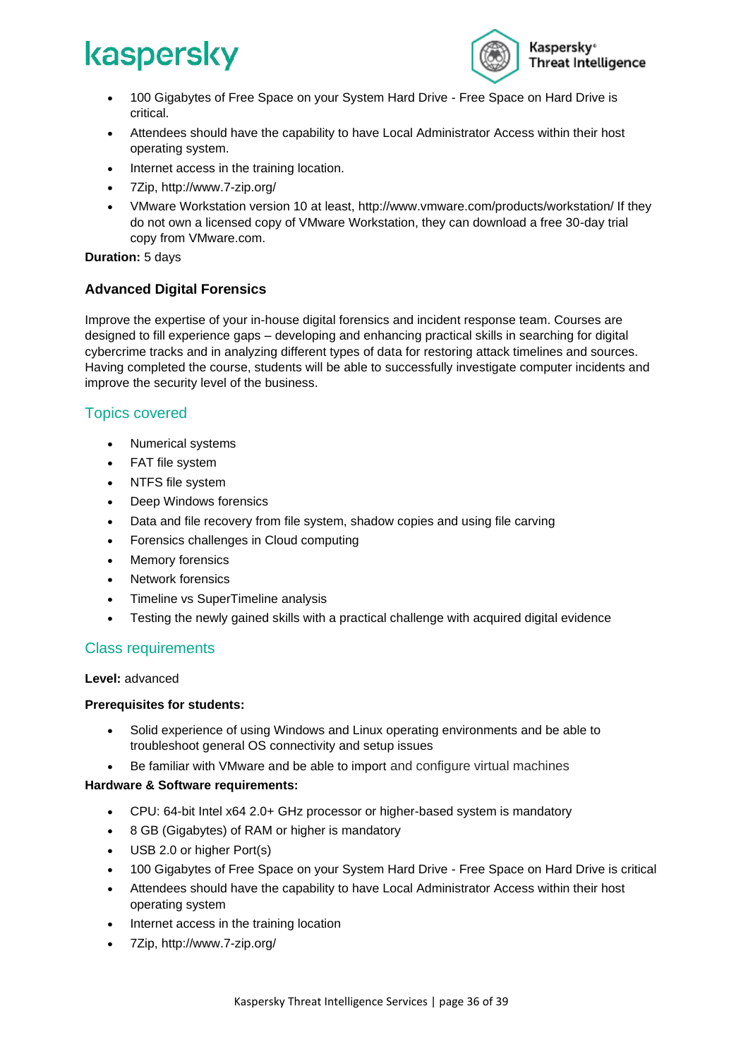- 100 Gigabytes of Free Space on your System Hard Drive - Free Space on Hard Drive is critical.
- Attendees should have the capability to have Local Administrator Access within their host operating system.
- Internet access in the training location.
- 7Zip, http://www.7-zip.org/
- VMware Workstation version 10 at least, http://www.vmware.com/products/workstation/ If they do not own a licensed copy of VMware Workstation, they can download a free 30-day trial copy from VMware.com.

**Duration:** 5 days

### Advanced Digital Forensics

Improve the expertise of your in-house digital forensics and incident response team. Courses are designed to fill experience gaps – developing and enhancing practical skills in searching for digital cybercrime tracks and in analyzing different types of data for restoring attack timelines and sources. Having completed the course, students will be able to successfully investigate computer incidents and improve the security level of the business.

#### Topics covered

- Numerical systems
- FAT file system
- NTFS file system
- Deep Windows forensics
- Data and file recovery from file system, shadow copies and using file carving
- Forensics challenges in Cloud computing
- Memory forensics
- Network forensics
- Timeline vs SuperTimeline analysis
- Testing the newly gained skills with a practical challenge with acquired digital evidence

#### Class requirements

**Level:** advanced

**Prerequisites for students:**

- Solid experience of using Windows and Linux operating environments and be able to troubleshoot general OS connectivity and setup issues
- Be familiar with VMware and be able to import and configure virtual machines

**Hardware & Software requirements:**

- CPU: 64-bit Intel x64 2.0+ GHz processor or higher-based system is mandatory
- 8 GB (Gigabytes) of RAM or higher is mandatory
- USB 2.0 or higher Port(s)
- 100 Gigabytes of Free Space on your System Hard Drive - Free Space on Hard Drive is critical
- Attendees should have the capability to have Local Administrator Access within their host operating system
- Internet access in the training location
- 7Zip, http://www.7-zip.org/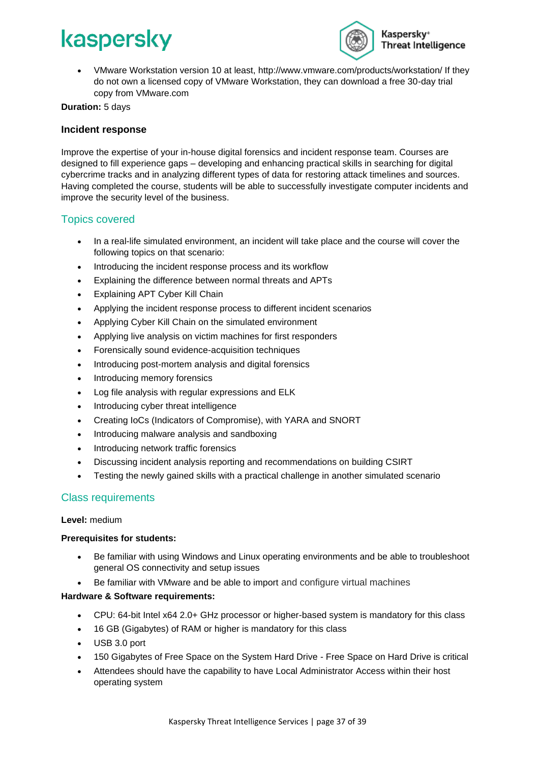- VMware Workstation version 10 at least, http://www.vmware.com/products/workstation/ If they do not own a licensed copy of VMware Workstation, they can download a free 30-day trial copy from VMware.com

**Duration:** 5 days

### Incident response

Improve the expertise of your in-house digital forensics and incident response team. Courses are designed to fill experience gaps – developing and enhancing practical skills in searching for digital cybercrime tracks and in analyzing different types of data for restoring attack timelines and sources. Having completed the course, students will be able to successfully investigate computer incidents and improve the security level of the business.

## Topics covered

- In a real-life simulated environment, an incident will take place and the course will cover the following topics on that scenario:
- Introducing the incident response process and its workflow
- Explaining the difference between normal threats and APTs
- Explaining APT Cyber Kill Chain
- Applying the incident response process to different incident scenarios
- Applying Cyber Kill Chain on the simulated environment
- Applying live analysis on victim machines for first responders
- Forensically sound evidence-acquisition techniques
- Introducing post-mortem analysis and digital forensics
- Introducing memory forensics
- Log file analysis with regular expressions and ELK
- Introducing cyber threat intelligence
- Creating IoCs (Indicators of Compromise), with YARA and SNORT
- Introducing malware analysis and sandboxing
- Introducing network traffic forensics
- Discussing incident analysis reporting and recommendations on building CSIRT
- Testing the newly gained skills with a practical challenge in another simulated scenario

## Class requirements

**Level:** medium

**Prerequisites for students:**

- Be familiar with using Windows and Linux operating environments and be able to troubleshoot general OS connectivity and setup issues
- Be familiar with VMware and be able to import and configure virtual machines

**Hardware & Software requirements:**

- CPU: 64-bit Intel x64 2.0+ GHz processor or higher-based system is mandatory for this class
- 16 GB (Gigabytes) of RAM or higher is mandatory for this class
- USB 3.0 port
- 150 Gigabytes of Free Space on the System Hard Drive - Free Space on Hard Drive is critical
- Attendees should have the capability to have Local Administrator Access within their host operating system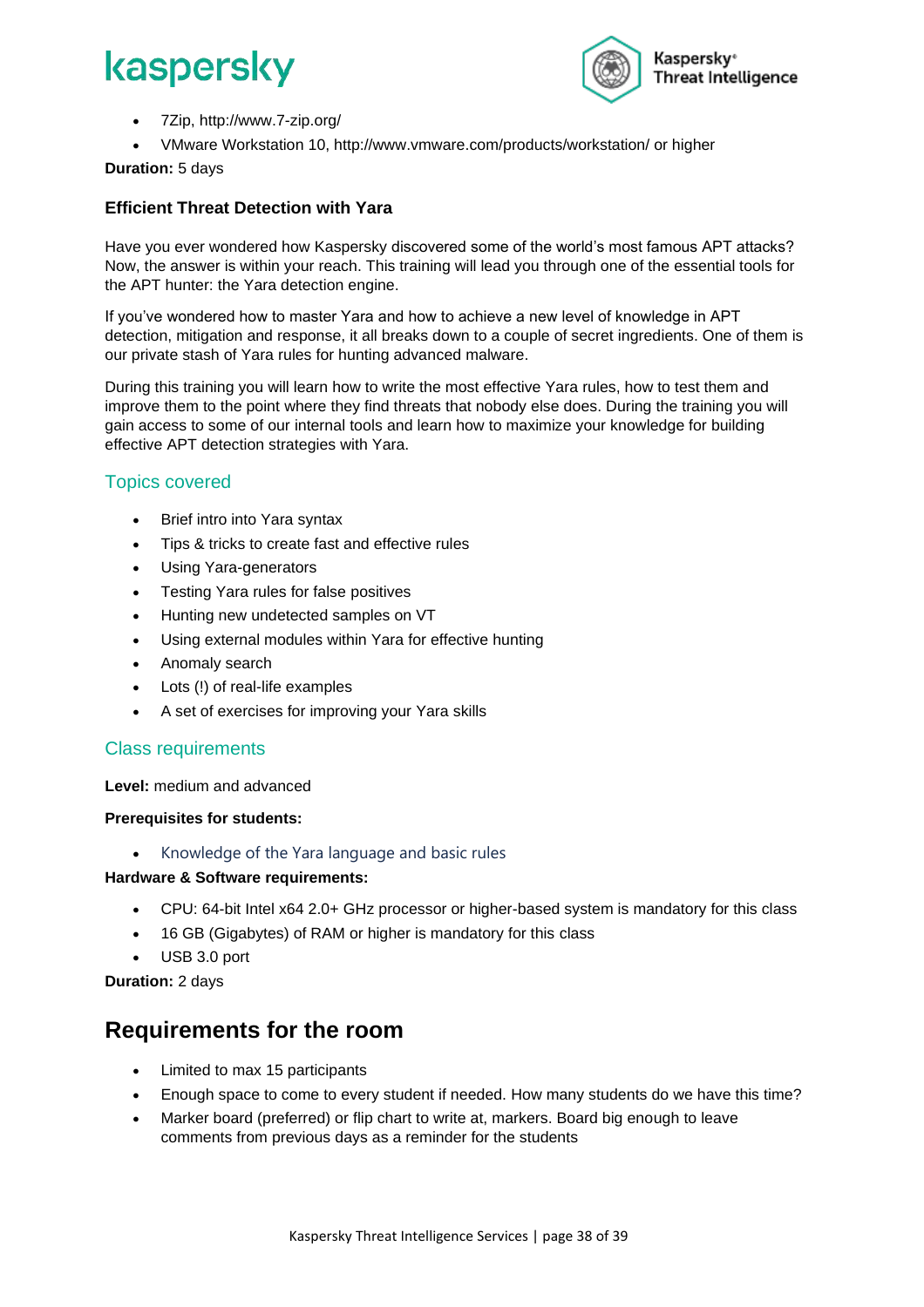- 7Zip, http://www.7-zip.org/
- VMware Workstation 10, http://www.vmware.com/products/workstation/ or higher

**Duration:** 5 days

### Efficient Threat Detection with Yara

Have you ever wondered how Kaspersky discovered some of the world's most famous APT attacks? Now, the answer is within your reach. This training will lead you through one of the essential tools for the APT hunter: the Yara detection engine.

If you've wondered how to master Yara and how to achieve a new level of knowledge in APT detection, mitigation and response, it all breaks down to a couple of secret ingredients. One of them is our private stash of Yara rules for hunting advanced malware.

During this training you will learn how to write the most effective Yara rules, how to test them and improve them to the point where they find threats that nobody else does. During the training you will gain access to some of our internal tools and learn how to maximize your knowledge for building effective APT detection strategies with Yara.

#### Topics covered

- Brief intro into Yara syntax
- Tips & tricks to create fast and effective rules
- Using Yara-generators
- Testing Yara rules for false positives
- Hunting new undetected samples on VT
- Using external modules within Yara for effective hunting
- Anomaly search
- Lots (!) of real-life examples
- A set of exercises for improving your Yara skills

#### Class requirements

**Level:** medium and advanced

**Prerequisites for students:**

- Knowledge of the Yara language and basic rules

**Hardware & Software requirements:**

- CPU: 64-bit Intel x64 2.0+ GHz processor or higher-based system is mandatory for this class
- 16 GB (Gigabytes) of RAM or higher is mandatory for this class
- USB 3.0 port

**Duration:** 2 days

## Requirements for the room

- Limited to max 15 participants
- Enough space to come to every student if needed. How many students do we have this time?
- Marker board (preferred) or flip chart to write at, markers. Board big enough to leave comments from previous days as a reminder for the students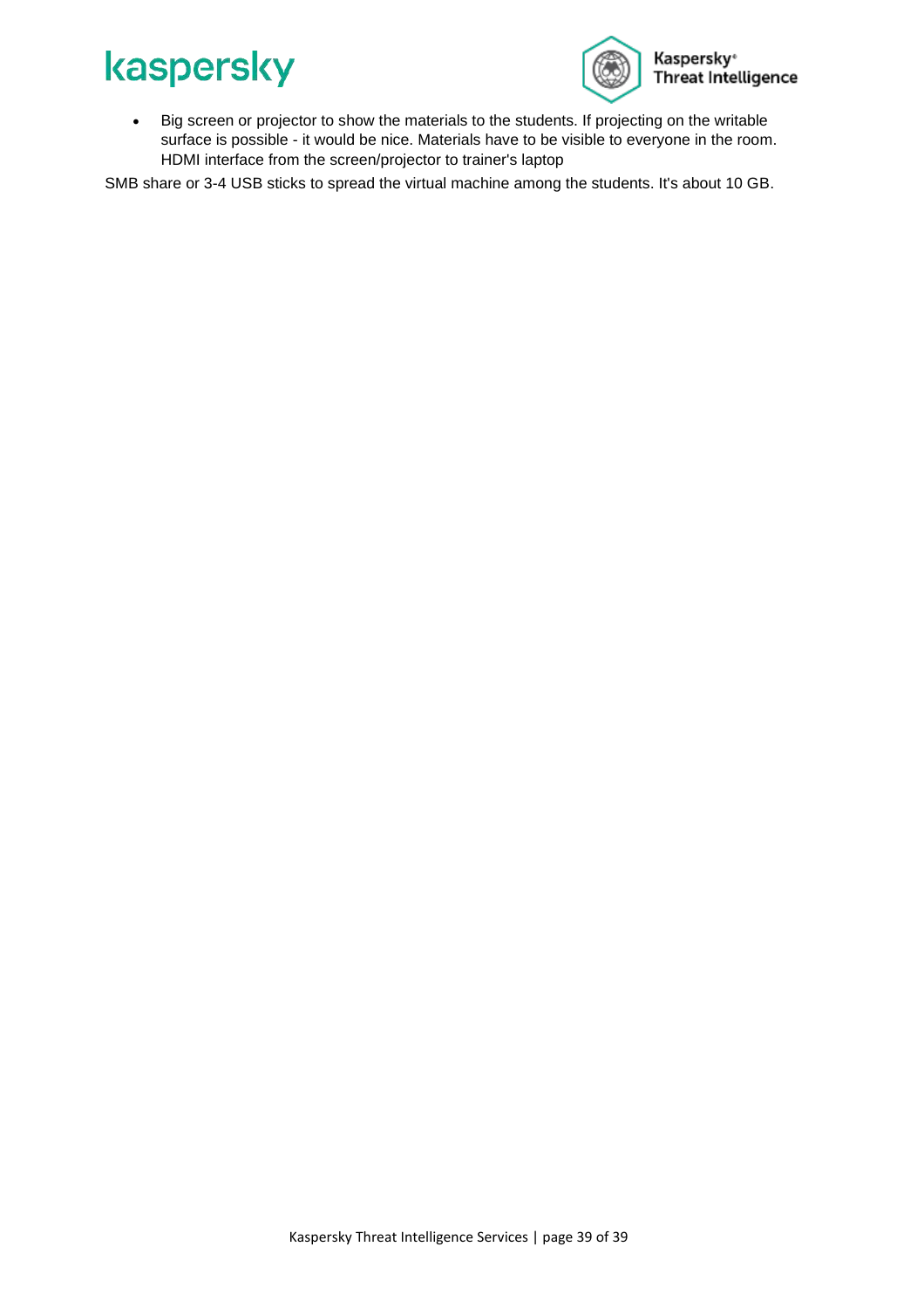- Big screen or projector to show the materials to the students. If projecting on the writable surface is possible - it would be nice. Materials have to be visible to everyone in the room. HDMI interface from the screen/projector to trainer's laptop

SMB share or 3-4 USB sticks to spread the virtual machine among the students. It's about 10 GB.